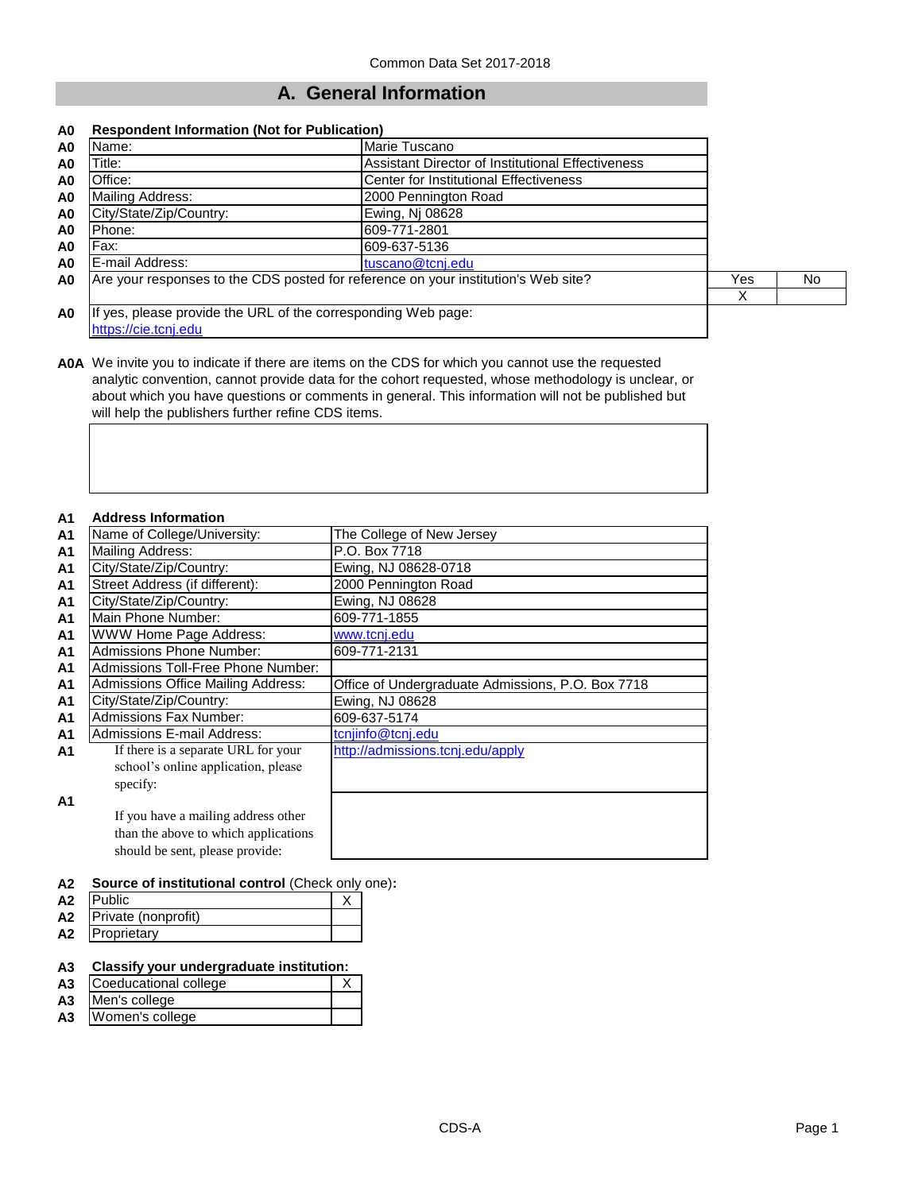Common Data Set 2017-2018

# A. General Information

**A0 Respondent Information (Not for Publication)**

| | | |
|---|---|---|
| A0 | Name: | Marie Tuscano |
| A0 | Title: | Assistant Director of Institutional Effectiveness |
| A0 | Office: | Center for Institutional Effectiveness |
| A0 | Mailing Address: | 2000 Pennington Road |
| A0 | City/State/Zip/Country: | Ewing, Nj 08628 |
| A0 | Phone: | 609-771-2801 |
| A0 | Fax: | 609-637-5136 |
| A0 | E-mail Address: | tuscano@tcnj.edu |

| | | Yes | No |
|---|---|---|---|
| A0 | Are your responses to the CDS posted for reference on your institution's Web site? | X | |

**A0** If yes, please provide the URL of the corresponding Web page:
https://cie.tcnj.edu

**A0A** We invite you to indicate if there are items on the CDS for which you cannot use the requested analytic convention, cannot provide data for the cohort requested, whose methodology is unclear, or about which you have questions or comments in general. This information will not be published but will help the publishers further refine CDS items.

**A1 Address Information**

| | | |
|---|---|---|
| A1 | Name of College/University: | The College of New Jersey |
| A1 | Mailing Address: | P.O. Box 7718 |
| A1 | City/State/Zip/Country: | Ewing, NJ 08628-0718 |
| A1 | Street Address (if different): | 2000 Pennington Road |
| A1 | City/State/Zip/Country: | Ewing, NJ 08628 |
| A1 | Main Phone Number: | 609-771-1855 |
| A1 | WWW Home Page Address: | www.tcnj.edu |
| A1 | Admissions Phone Number: | 609-771-2131 |
| A1 | Admissions Toll-Free Phone Number: | |
| A1 | Admissions Office Mailing Address: | Office of Undergraduate Admissions, P.O. Box 7718 |
| A1 | City/State/Zip/Country: | Ewing, NJ 08628 |
| A1 | Admissions Fax Number: | 609-637-5174 |
| A1 | Admissions E-mail Address: | tcnjinfo@tcnj.edu |
| A1 | If there is a separate URL for your school's online application, please specify: | http://admissions.tcnj.edu/apply |
| A1 | If you have a mailing address other than the above to which applications should be sent, please provide: | |

**A2 Source of institutional control** (Check only one)**:**

| | | |
|---|---|---|
| A2 | Public | X |
| A2 | Private (nonprofit) | |
| A2 | Proprietary | |

**A3 Classify your undergraduate institution:**

| | | |
|---|---|---|
| A3 | Coeducational college | X |
| A3 | Men's college | |
| A3 | Women's college | |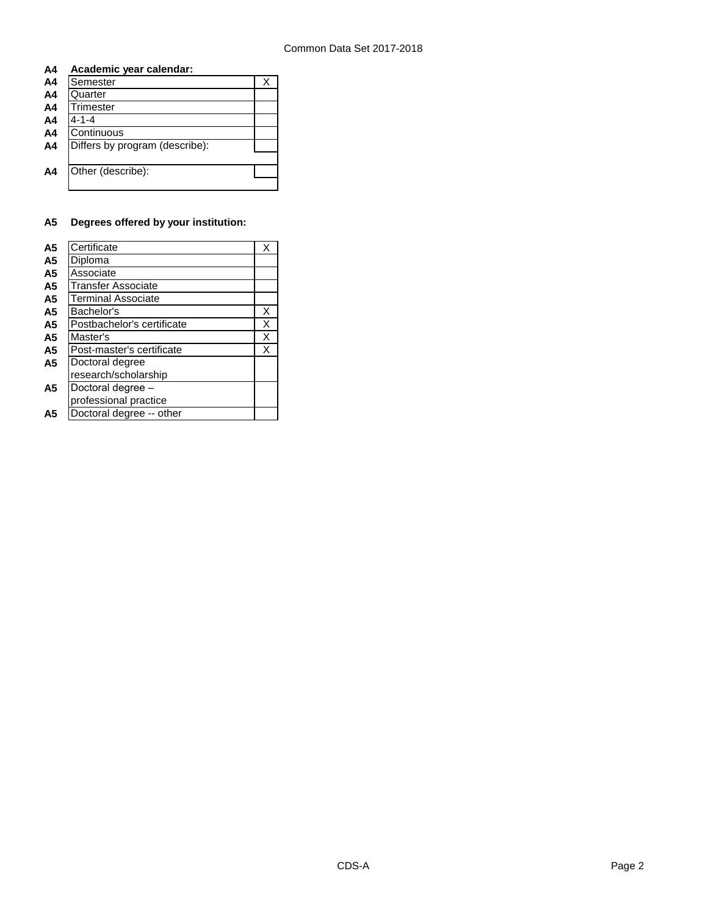**A4 Academic year calendar:**

| A4 | | |
|---|---|---|
| A4 | Semester | X |
| A4 | Quarter | |
| A4 | Trimester | |
| A4 | 4-1-4 | |
| A4 | Continuous | |
| A4 | Differs by program (describe): | |
| A4 | Other (describe): | |

**A5 Degrees offered by your institution:**

| A5 | | |
|---|---|---|
| A5 | Certificate | X |
| A5 | Diploma | |
| A5 | Associate | |
| A5 | Transfer Associate | |
| A5 | Terminal Associate | |
| A5 | Bachelor's | X |
| A5 | Postbachelor's certificate | X |
| A5 | Master's | X |
| A5 | Post-master's certificate | X |
| A5 | Doctoral degree research/scholarship | |
| A5 | Doctoral degree – professional practice | |
| A5 | Doctoral degree -- other | |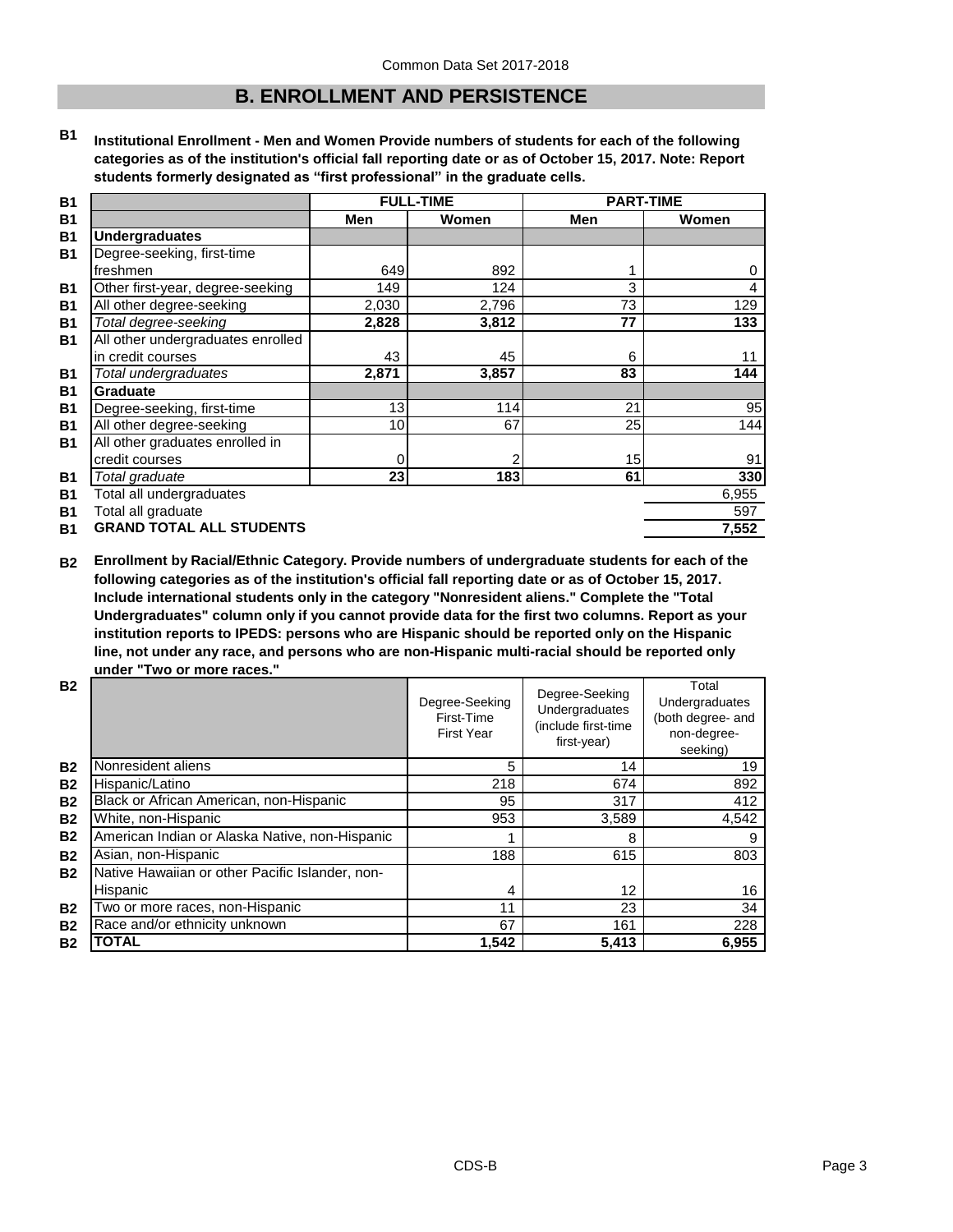## B. ENROLLMENT AND PERSISTENCE

**B1 Institutional Enrollment - Men and Women Provide numbers of students for each of the following categories as of the institution's official fall reporting date or as of October 15, 2017. Note: Report students formerly designated as "first professional" in the graduate cells.**

| | FULL-TIME | | PART-TIME | |
|---|---|---|---|---|
| | **Men** | **Women** | **Men** | **Women** |
| **Undergraduates** | | | | |
| Degree-seeking, first-time freshmen | 649 | 892 | 1 | 0 |
| Other first-year, degree-seeking | 149 | 124 | 3 | 4 |
| All other degree-seeking | 2,030 | 2,796 | 73 | 129 |
| *Total degree-seeking* | **2,828** | **3,812** | **77** | **133** |
| All other undergraduates enrolled in credit courses | 43 | 45 | 6 | 11 |
| *Total undergraduates* | **2,871** | **3,857** | **83** | **144** |
| **Graduate** | | | | |
| Degree-seeking, first-time | 13 | 114 | 21 | 95 |
| All other degree-seeking | 10 | 67 | 25 | 144 |
| All other graduates enrolled in credit courses | 0 | 2 | 15 | 91 |
| *Total graduate* | **23** | **183** | **61** | **330** |
| Total all undergraduates | | | | 6,955 |
| Total all graduate | | | | 597 |
| **GRAND TOTAL ALL STUDENTS** | | | | **7,552** |

**B2 Enrollment by Racial/Ethnic Category. Provide numbers of undergraduate students for each of the following categories as of the institution's official fall reporting date or as of October 15, 2017. Include international students only in the category "Nonresident aliens." Complete the "Total Undergraduates" column only if you cannot provide data for the first two columns. Report as your institution reports to IPEDS: persons who are Hispanic should be reported only on the Hispanic line, not under any race, and persons who are non-Hispanic multi-racial should be reported only under "Two or more races."**

| | Degree-Seeking First-Time First Year | Degree-Seeking Undergraduates (include first-time first-year) | Total Undergraduates (both degree- and non-degree-seeking) |
|---|---|---|---|
| Nonresident aliens | 5 | 14 | 19 |
| Hispanic/Latino | 218 | 674 | 892 |
| Black or African American, non-Hispanic | 95 | 317 | 412 |
| White, non-Hispanic | 953 | 3,589 | 4,542 |
| American Indian or Alaska Native, non-Hispanic | 1 | 8 | 9 |
| Asian, non-Hispanic | 188 | 615 | 803 |
| Native Hawaiian or other Pacific Islander, non-Hispanic | 4 | 12 | 16 |
| Two or more races, non-Hispanic | 11 | 23 | 34 |
| Race and/or ethnicity unknown | 67 | 161 | 228 |
| **TOTAL** | **1,542** | **5,413** | **6,955** |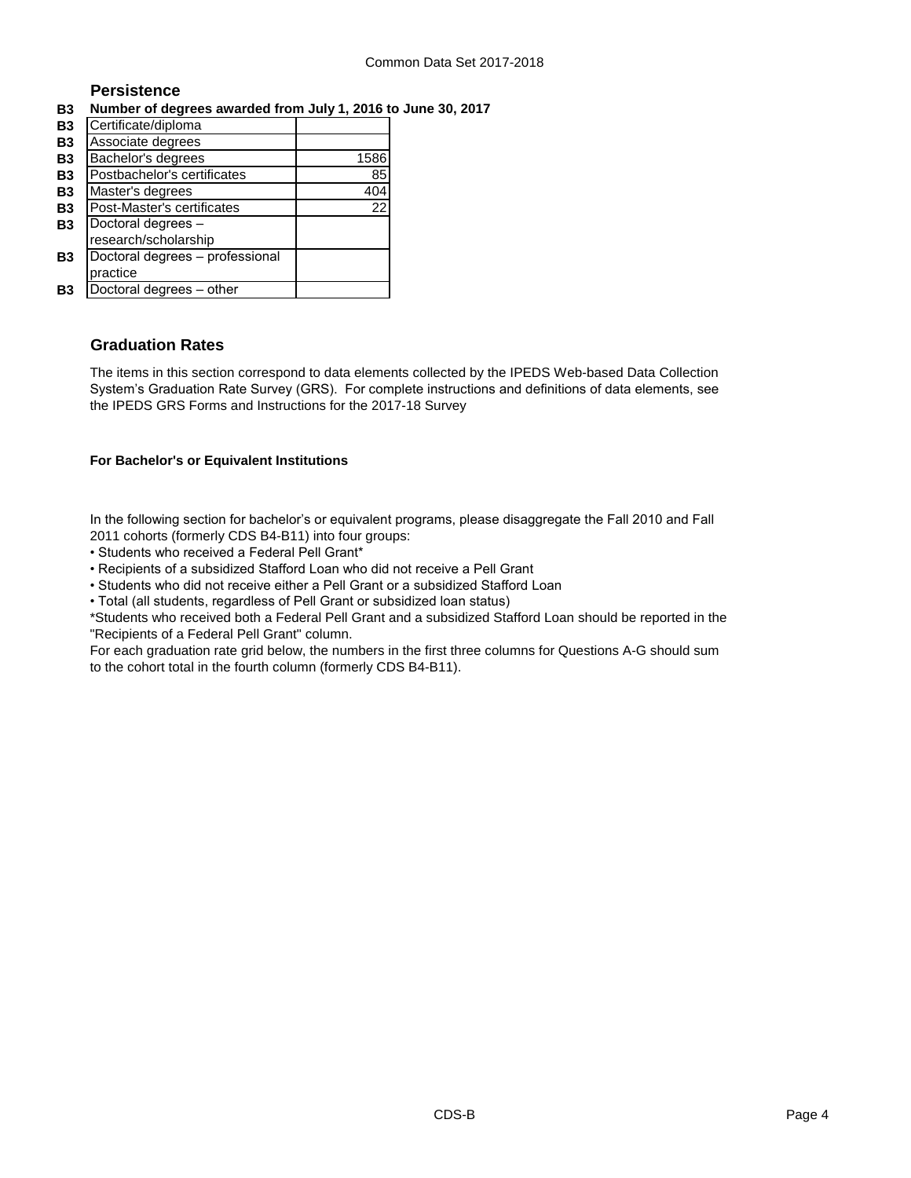## Persistence

**B3 Number of degrees awarded from July 1, 2016 to June 30, 2017**

| | | |
|---|---|---|
| B3 | Certificate/diploma | |
| B3 | Associate degrees | |
| B3 | Bachelor's degrees | 1586 |
| B3 | Postbachelor's certificates | 85 |
| B3 | Master's degrees | 404 |
| B3 | Post-Master's certificates | 22 |
| B3 | Doctoral degrees – research/scholarship | |
| B3 | Doctoral degrees – professional practice | |
| B3 | Doctoral degrees – other | |

## Graduation Rates

The items in this section correspond to data elements collected by the IPEDS Web-based Data Collection System's Graduation Rate Survey (GRS). For complete instructions and definitions of data elements, see the IPEDS GRS Forms and Instructions for the 2017-18 Survey

**For Bachelor's or Equivalent Institutions**

In the following section for bachelor's or equivalent programs, please disaggregate the Fall 2010 and Fall 2011 cohorts (formerly CDS B4-B11) into four groups:

- Students who received a Federal Pell Grant*
- Recipients of a subsidized Stafford Loan who did not receive a Pell Grant
- Students who did not receive either a Pell Grant or a subsidized Stafford Loan
- Total (all students, regardless of Pell Grant or subsidized loan status)

*Students who received both a Federal Pell Grant and a subsidized Stafford Loan should be reported in the "Recipients of a Federal Pell Grant" column.

For each graduation rate grid below, the numbers in the first three columns for Questions A-G should sum to the cohort total in the fourth column (formerly CDS B4-B11).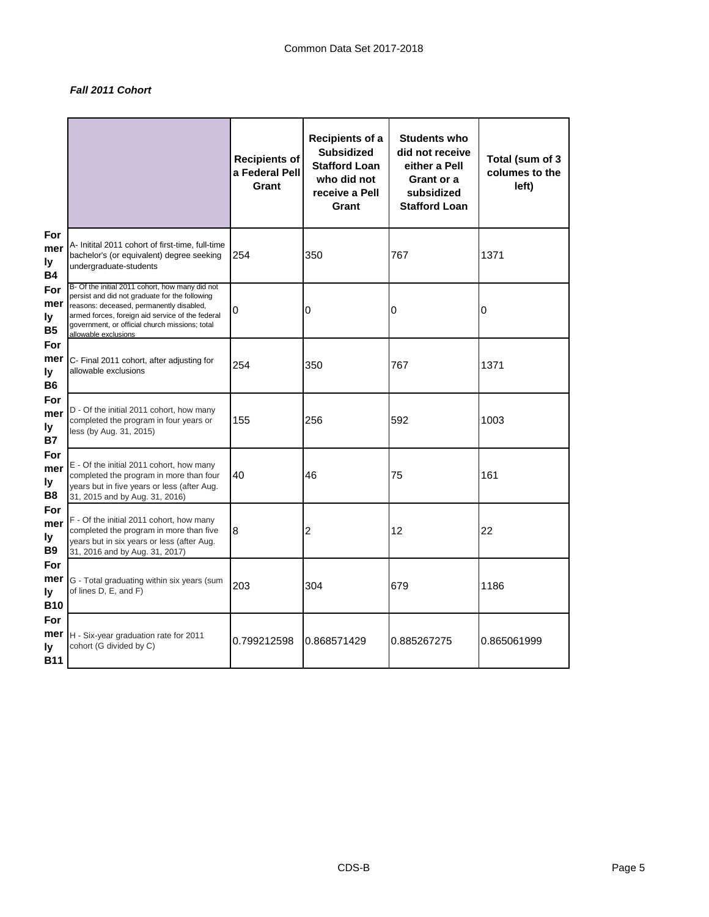*Fall 2011 Cohort*

| | | Recipients of a Federal Pell Grant | Recipients of a Subsidized Stafford Loan who did not receive a Pell Grant | Students who did not receive either a Pell Grant or a subsidized Stafford Loan | Total (sum of 3 columes to the left) |
|---|---|---|---|---|---|
| Formerly B4 | A- Initital 2011 cohort of first-time, full-time bachelor's (or equivalent) degree seeking undergraduate-students | 254 | 350 | 767 | 1371 |
| Formerly B5 | B- Of the initial 2011 cohort, how many did not persist and did not graduate for the following reasons: deceased, permanently disabled, armed forces, foreign aid service of the federal government, or official church missions; total allowable exclusions | 0 | 0 | 0 | 0 |
| Formerly B6 | C- Final 2011 cohort, after adjusting for allowable exclusions | 254 | 350 | 767 | 1371 |
| Formerly B7 | D - Of the initial 2011 cohort, how many completed the program in four years or less (by Aug. 31, 2015) | 155 | 256 | 592 | 1003 |
| Formerly B8 | E - Of the initial 2011 cohort, how many completed the program in more than four years but in five years or less (after Aug. 31, 2015 and by Aug. 31, 2016) | 40 | 46 | 75 | 161 |
| Formerly B9 | F - Of the initial 2011 cohort, how many completed the program in more than five years but in six years or less (after Aug. 31, 2016 and by Aug. 31, 2017) | 8 | 2 | 12 | 22 |
| Formerly B10 | G - Total graduating within six years (sum of lines D, E, and F) | 203 | 304 | 679 | 1186 |
| Formerly B11 | H - Six-year graduation rate for 2011 cohort (G divided by C) | 0.799212598 | 0.868571429 | 0.885267275 | 0.865061999 |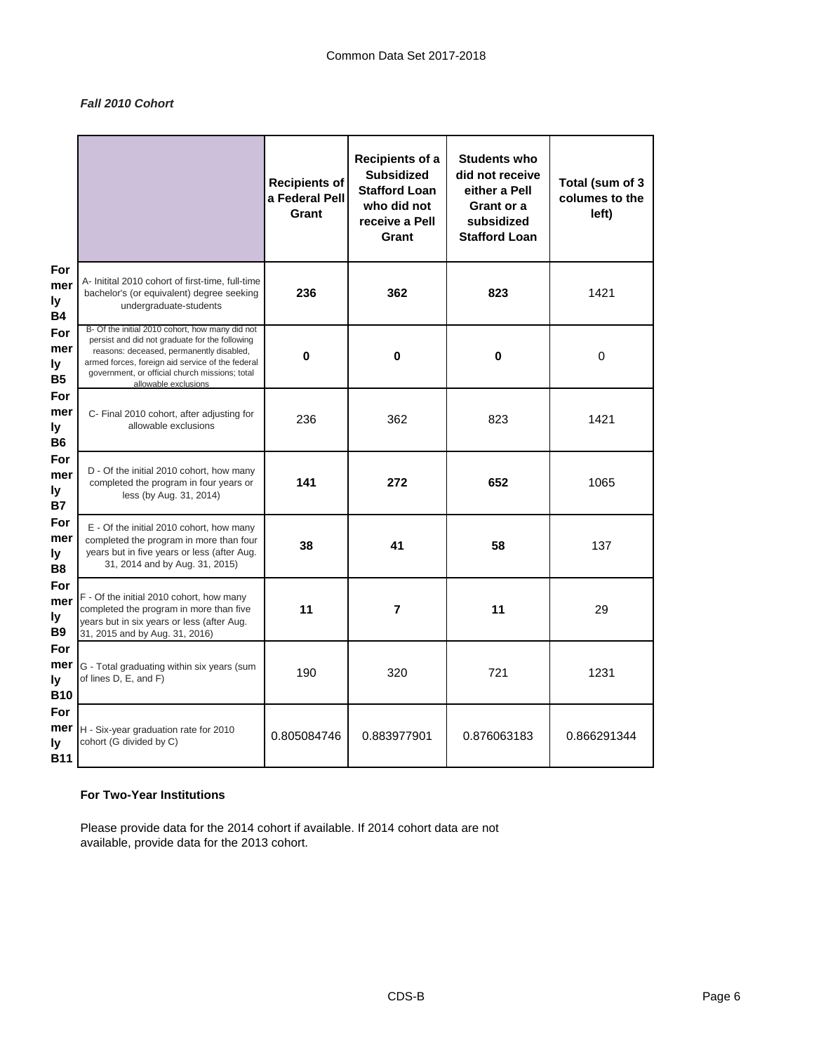*Fall 2010 Cohort*

| | | Recipients of a Federal Pell Grant | Recipients of a Subsidized Stafford Loan who did not receive a Pell Grant | Students who did not receive either a Pell Grant or a subsidized Stafford Loan | Total (sum of 3 columes to the left) |
|---|---|---|---|---|---|
| Formerly B4 | A- Initital 2010 cohort of first-time, full-time bachelor's (or equivalent) degree seeking undergraduate-students | **236** | **362** | **823** | 1421 |
| Formerly B5 | B- Of the initial 2010 cohort, how many did not persist and did not graduate for the following reasons: deceased, permanently disabled, armed forces, foreign aid service of the federal government, or official church missions; total allowable exclusions | **0** | **0** | **0** | 0 |
| Formerly B6 | C- Final 2010 cohort, after adjusting for allowable exclusions | 236 | 362 | 823 | 1421 |
| Formerly B7 | D - Of the initial 2010 cohort, how many completed the program in four years or less (by Aug. 31, 2014) | **141** | **272** | **652** | 1065 |
| Formerly B8 | E - Of the initial 2010 cohort, how many completed the program in more than four years but in five years or less (after Aug. 31, 2014 and by Aug. 31, 2015) | **38** | **41** | **58** | 137 |
| Formerly B9 | F - Of the initial 2010 cohort, how many completed the program in more than five years but in six years or less (after Aug. 31, 2015 and by Aug. 31, 2016) | **11** | **7** | **11** | 29 |
| Formerly B10 | G - Total graduating within six years (sum of lines D, E, and F) | 190 | 320 | 721 | 1231 |
| Formerly B11 | H - Six-year graduation rate for 2010 cohort (G divided by C) | 0.805084746 | 0.883977901 | 0.876063183 | 0.866291344 |

**For Two-Year Institutions**

Please provide data for the 2014 cohort if available. If 2014 cohort data are not available, provide data for the 2013 cohort.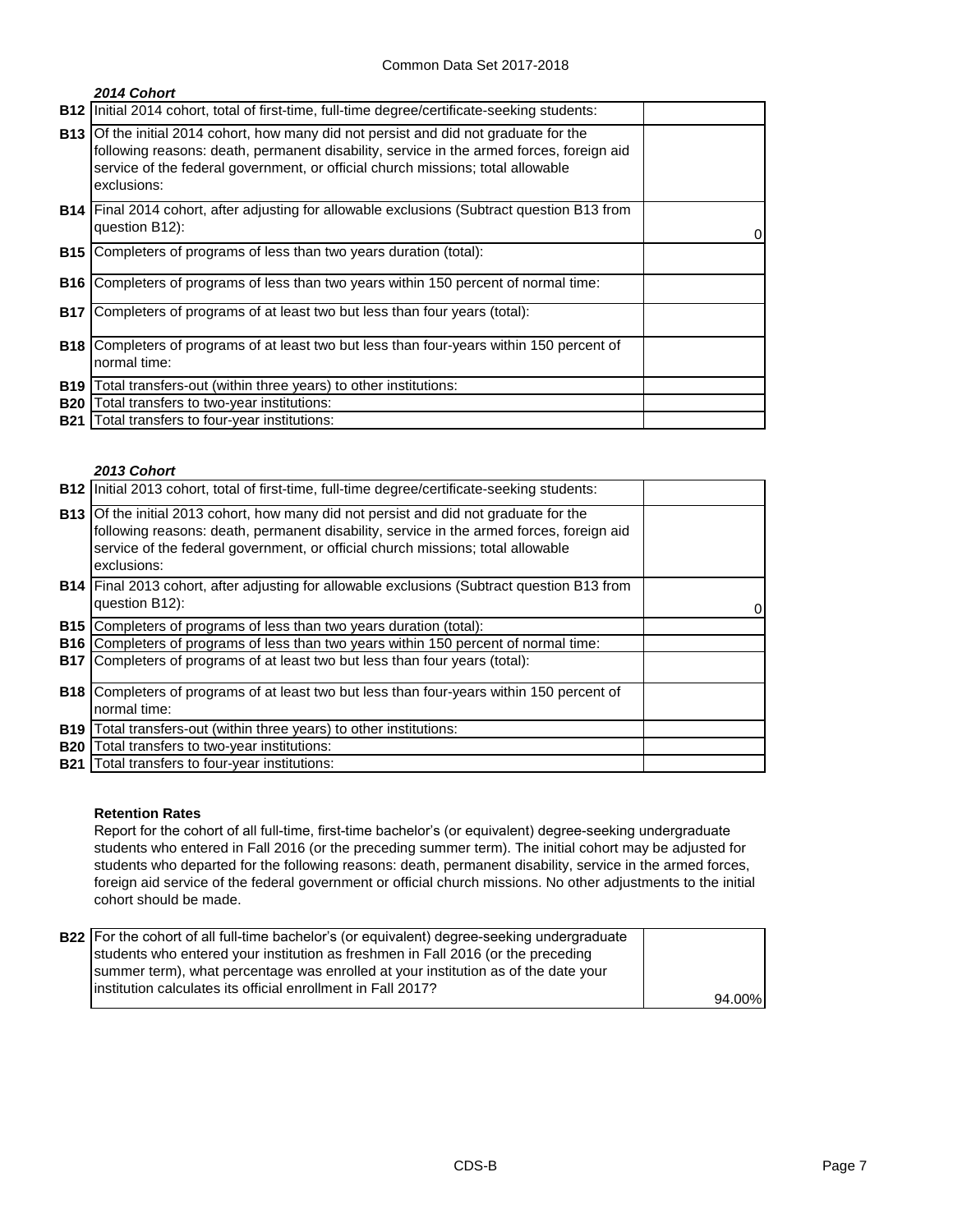### *2014 Cohort*

| | | |
|---|---|---|
| **B12** | Initial 2014 cohort, total of first-time, full-time degree/certificate-seeking students: | |
| **B13** | Of the initial 2014 cohort, how many did not persist and did not graduate for the following reasons: death, permanent disability, service in the armed forces, foreign aid service of the federal government, or official church missions; total allowable exclusions: | |
| **B14** | Final 2014 cohort, after adjusting for allowable exclusions (Subtract question B13 from question B12): | 0 |
| **B15** | Completers of programs of less than two years duration (total): | |
| **B16** | Completers of programs of less than two years within 150 percent of normal time: | |
| **B17** | Completers of programs of at least two but less than four years (total): | |
| **B18** | Completers of programs of at least two but less than four-years within 150 percent of normal time: | |
| **B19** | Total transfers-out (within three years) to other institutions: | |
| **B20** | Total transfers to two-year institutions: | |
| **B21** | Total transfers to four-year institutions: | |

### *2013 Cohort*

| | | |
|---|---|---|
| **B12** | Initial 2013 cohort, total of first-time, full-time degree/certificate-seeking students: | |
| **B13** | Of the initial 2013 cohort, how many did not persist and did not graduate for the following reasons: death, permanent disability, service in the armed forces, foreign aid service of the federal government, or official church missions; total allowable exclusions: | |
| **B14** | Final 2013 cohort, after adjusting for allowable exclusions (Subtract question B13 from question B12): | 0 |
| **B15** | Completers of programs of less than two years duration (total): | |
| **B16** | Completers of programs of less than two years within 150 percent of normal time: | |
| **B17** | Completers of programs of at least two but less than four years (total): | |
| **B18** | Completers of programs of at least two but less than four-years within 150 percent of normal time: | |
| **B19** | Total transfers-out (within three years) to other institutions: | |
| **B20** | Total transfers to two-year institutions: | |
| **B21** | Total transfers to four-year institutions: | |

**Retention Rates**

Report for the cohort of all full-time, first-time bachelor's (or equivalent) degree-seeking undergraduate students who entered in Fall 2016 (or the preceding summer term). The initial cohort may be adjusted for students who departed for the following reasons: death, permanent disability, service in the armed forces, foreign aid service of the federal government or official church missions. No other adjustments to the initial cohort should be made.

| | | |
|---|---|---|
| **B22** | For the cohort of all full-time bachelor's (or equivalent) degree-seeking undergraduate students who entered your institution as freshmen in Fall 2016 (or the preceding summer term), what percentage was enrolled at your institution as of the date your institution calculates its official enrollment in Fall 2017? | 94.00% |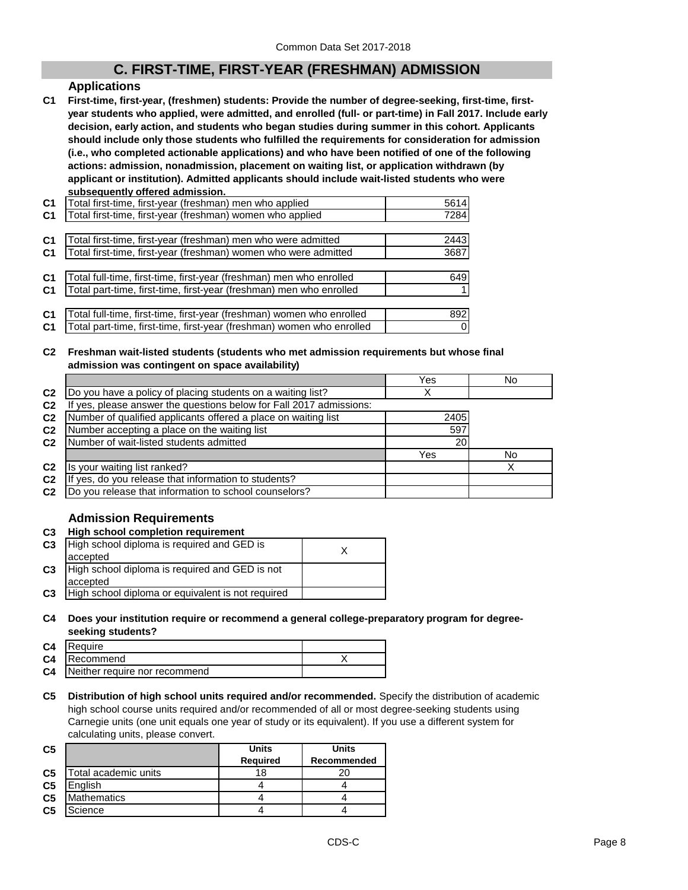## C. FIRST-TIME, FIRST-YEAR (FRESHMAN) ADMISSION

### Applications

**C1 First-time, first-year, (freshmen) students: Provide the number of degree-seeking, first-time, first-year students who applied, were admitted, and enrolled (full- or part-time) in Fall 2017. Include early decision, early action, and students who began studies during summer in this cohort. Applicants should include only those students who fulfilled the requirements for consideration for admission (i.e., who completed actionable applications) and who have been notified of one of the following actions: admission, nonadmission, placement on waiting list, or application withdrawn (by applicant or institution). Admitted applicants should include wait-listed students who were subsequently offered admission.**

| | | |
|---|---|---|
| C1 | Total first-time, first-year (freshman) men who applied | 5614 |
| C1 | Total first-time, first-year (freshman) women who applied | 7284 |
| C1 | Total first-time, first-year (freshman) men who were admitted | 2443 |
| C1 | Total first-time, first-year (freshman) women who were admitted | 3687 |
| C1 | Total full-time, first-time, first-year (freshman) men who enrolled | 649 |
| C1 | Total part-time, first-time, first-year (freshman) men who enrolled | 1 |
| C1 | Total full-time, first-time, first-year (freshman) women who enrolled | 892 |
| C1 | Total part-time, first-time, first-year (freshman) women who enrolled | 0 |

**C2 Freshman wait-listed students (students who met admission requirements but whose final admission was contingent on space availability)**

| | | Yes | No |
|---|---|---|---|
| C2 | Do you have a policy of placing students on a waiting list? | X | |
| C2 | If yes, please answer the questions below for Fall 2017 admissions: | | |
| C2 | Number of qualified applicants offered a place on waiting list | 2405 | |
| C2 | Number accepting a place on the waiting list | 597 | |
| C2 | Number of wait-listed students admitted | 20 | |
| | | Yes | No |
| C2 | Is your waiting list ranked? | | X |
| C2 | If yes, do you release that information to students? | | |
| C2 | Do you release that information to school counselors? | | |

### Admission Requirements

**C3 High school completion requirement**

| | | |
|---|---|---|
| C3 | High school diploma is required and GED is accepted | X |
| C3 | High school diploma is required and GED is not accepted | |
| C3 | High school diploma or equivalent is not required | |

**C4 Does your institution require or recommend a general college-preparatory program for degree-seeking students?**

| | | |
|---|---|---|
| C4 | Require | |
| C4 | Recommend | X |
| C4 | Neither require nor recommend | |

**C5 Distribution of high school units required and/or recommended.** Specify the distribution of academic high school course units required and/or recommended of all or most degree-seeking students using Carnegie units (one unit equals one year of study or its equivalent). If you use a different system for calculating units, please convert.

| | | Units Required | Units Recommended |
|---|---|---|---|
| C5 | Total academic units | 18 | 20 |
| C5 | English | 4 | 4 |
| C5 | Mathematics | 4 | 4 |
| C5 | Science | 4 | 4 |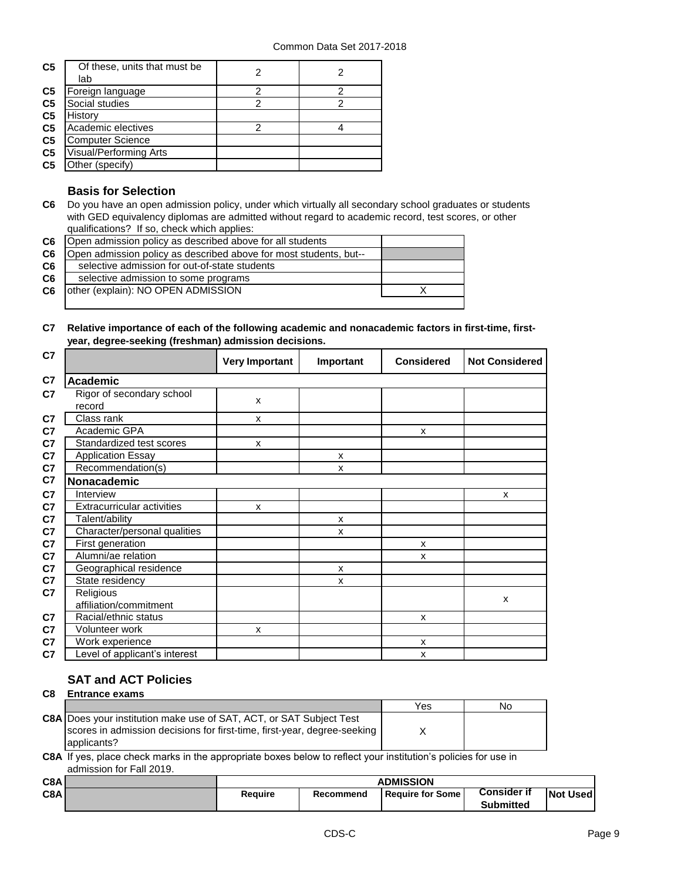| | | | |
|---|---|---|---|
| C5 | Of these, units that must be lab | 2 | 2 |
| C5 | Foreign language | 2 | 2 |
| C5 | Social studies | 2 | 2 |
| C5 | History | | |
| C5 | Academic electives | 2 | 4 |
| C5 | Computer Science | | |
| C5 | Visual/Performing Arts | | |
| C5 | Other (specify) | | |

## Basis for Selection

**C6** Do you have an open admission policy, under which virtually all secondary school graduates or students with GED equivalency diplomas are admitted without regard to academic record, test scores, or other qualifications? If so, check which applies:

| | | |
|---|---|---|
| C6 | Open admission policy as described above for all students | |
| C6 | Open admission policy as described above for most students, but-- | |
| C6 | selective admission for out-of-state students | |
| C6 | selective admission to some programs | |
| C6 | other (explain): NO OPEN ADMISSION | X |

**C7 Relative importance of each of the following academic and nonacademic factors in first-time, first-year, degree-seeking (freshman) admission decisions.**

| C7 | | Very Important | Important | Considered | Not Considered |
|---|---|---|---|---|---|
| C7 | **Academic** | | | | |
| C7 | Rigor of secondary school record | x | | | |
| C7 | Class rank | x | | | |
| C7 | Academic GPA | | | x | |
| C7 | Standardized test scores | x | | | |
| C7 | Application Essay | | x | | |
| C7 | Recommendation(s) | | x | | |
| C7 | **Nonacademic** | | | | |
| C7 | Interview | | | | x |
| C7 | Extracurricular activities | x | | | |
| C7 | Talent/ability | | x | | |
| C7 | Character/personal qualities | | x | | |
| C7 | First generation | | | x | |
| C7 | Alumni/ae relation | | | x | |
| C7 | Geographical residence | | x | | |
| C7 | State residency | | x | | |
| C7 | Religious affiliation/commitment | | | | x |
| C7 | Racial/ethnic status | | | x | |
| C7 | Volunteer work | x | | | |
| C7 | Work experience | | | x | |
| C7 | Level of applicant's interest | | | x | |

## SAT and ACT Policies

**C8 Entrance exams**

| | | Yes | No |
|---|---|---|---|
| C8A | Does your institution make use of SAT, ACT, or SAT Subject Test scores in admission decisions for first-time, first-year, degree-seeking applicants? | X | |

**C8A** If yes, place check marks in the appropriate boxes below to reflect your institution's policies for use in admission for Fall 2019.

| C8A | | ADMISSION | | | | |
|---|---|---|---|---|---|---|
| C8A | | Require | Recommend | Require for Some | Consider if Submitted | Not Used |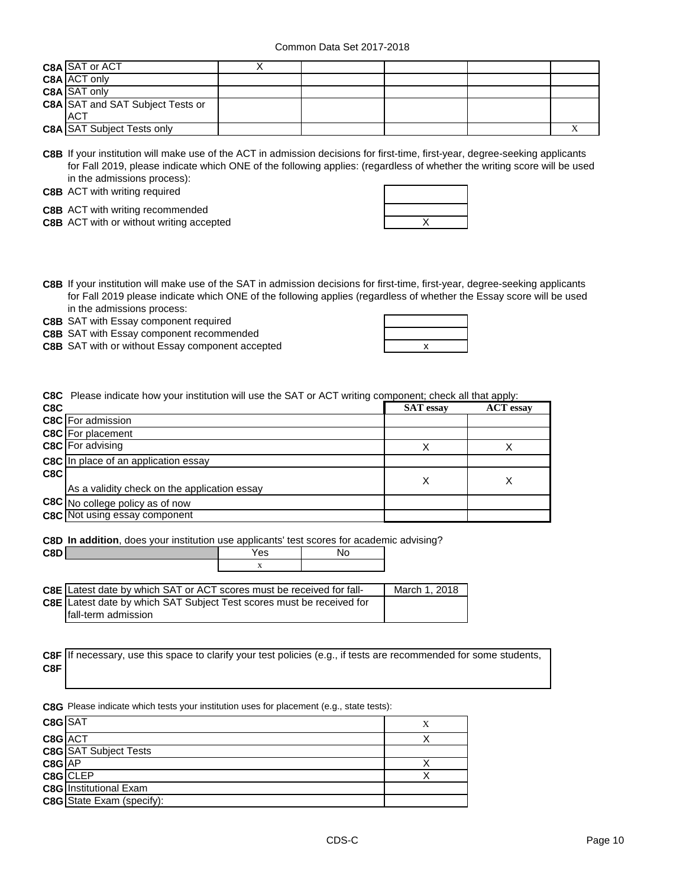| | | | | | | |
|---|---|---|---|---|---|---|
| C8A | SAT or ACT | X | | | | |
| C8A | ACT only | | | | | |
| C8A | SAT only | | | | | |
| C8A | SAT and SAT Subject Tests or ACT | | | | | |
| C8A | SAT Subject Tests only | | | | | X |

**C8B** If your institution will make use of the ACT in admission decisions for first-time, first-year, degree-seeking applicants for Fall 2019, please indicate which ONE of the following applies: (regardless of whether the writing score will be used in the admissions process):

| | | |
|---|---|---|
| C8B | ACT with writing required | |
| C8B | ACT with writing recommended | |
| C8B | ACT with or without writing accepted | X |

**C8B** If your institution will make use of the SAT in admission decisions for first-time, first-year, degree-seeking applicants for Fall 2019 please indicate which ONE of the following applies (regardless of whether the Essay score will be used in the admissions process:

| | | |
|---|---|---|
| C8B | SAT with Essay component required | |
| C8B | SAT with Essay component recommended | |
| C8B | SAT with or without Essay component accepted | x |

**C8C** Please indicate how your institution will use the SAT or ACT writing component; check all that apply:

| C8C | | SAT essay | ACT essay |
|---|---|---|---|
| C8C | For admission | | |
| C8C | For placement | | |
| C8C | For advising | X | X |
| C8C | In place of an application essay | | |
| C8C | As a validity check on the application essay | X | X |
| C8C | No college policy as of now | | |
| C8C | Not using essay component | | |

**C8D** **In addition**, does your institution use applicants' test scores for academic advising?

| C8D | Yes | No |
|---|---|---|
| | x | |

| | | |
|---|---|---|
| C8E | Latest date by which SAT or ACT scores must be received for fall- | March 1, 2018 |
| C8E | Latest date by which SAT Subject Test scores must be received for fall-term admission | |

**C8F** If necessary, use this space to clarify your test policies (e.g., if tests are recommended for some students,

**C8F**

**C8G** Please indicate which tests your institution uses for placement (e.g., state tests):

| | | |
|---|---|---|
| C8G | SAT | X |
| C8G | ACT | X |
| C8G | SAT Subject Tests | |
| C8G | AP | X |
| C8G | CLEP | X |
| C8G | Institutional Exam | |
| C8G | State Exam (specify): | |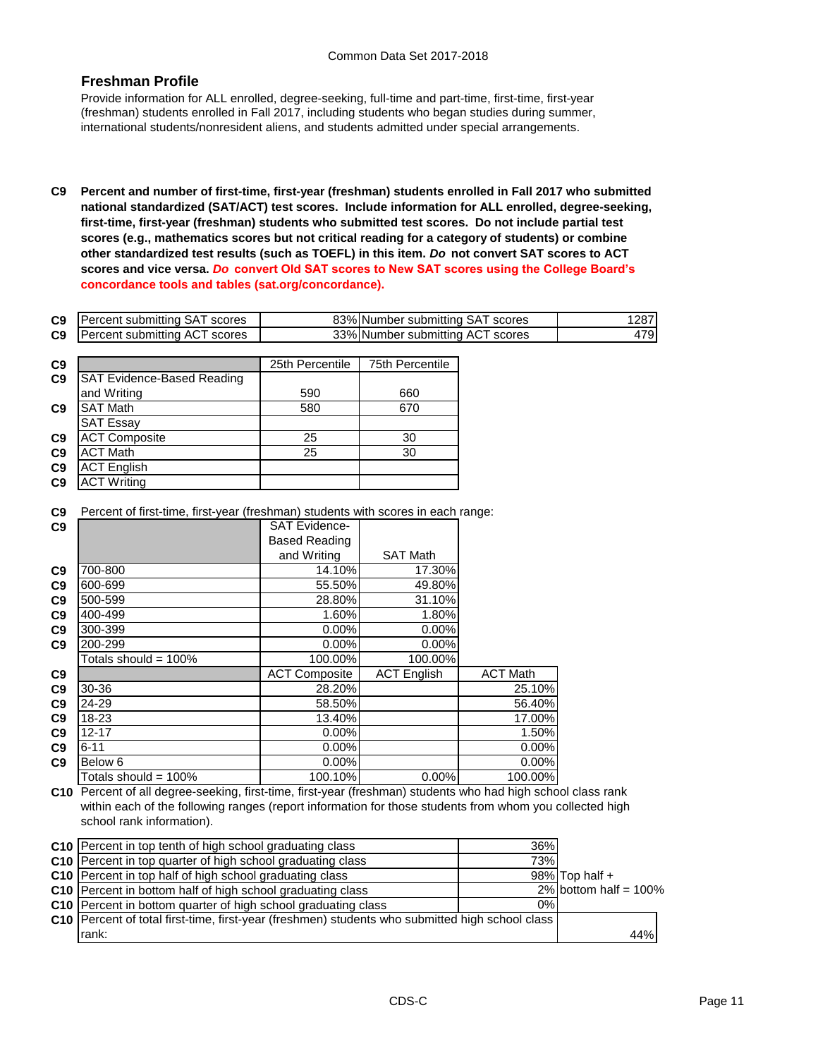## Freshman Profile

Provide information for ALL enrolled, degree-seeking, full-time and part-time, first-time, first-year (freshman) students enrolled in Fall 2017, including students who began studies during summer, international students/nonresident aliens, and students admitted under special arrangements.

**C9 Percent and number of first-time, first-year (freshman) students enrolled in Fall 2017 who submitted national standardized (SAT/ACT) test scores. Include information for ALL enrolled, degree-seeking, first-time, first-year (freshman) students who submitted test scores. Do not include partial test scores (e.g., mathematics scores but not critical reading for a category of students) or combine other standardized test results (such as TOEFL) in this item. *Do* not convert SAT scores to ACT scores and vice versa. *Do* convert Old SAT scores to New SAT scores using the College Board's concordance tools and tables (sat.org/concordance).**

| | | | | |
|---|---|---|---|---|
| C9 | Percent submitting SAT scores | 83% | Number submitting SAT scores | 1287 |
| C9 | Percent submitting ACT scores | 33% | Number submitting ACT scores | 479 |

| | | 25th Percentile | 75th Percentile |
|---|---|---|---|
| C9 | SAT Evidence-Based Reading and Writing | 590 | 660 |
| C9 | SAT Math | 580 | 670 |
| | SAT Essay | | |
| C9 | ACT Composite | 25 | 30 |
| C9 | ACT Math | 25 | 30 |
| C9 | ACT English | | |
| C9 | ACT Writing | | |

C9 Percent of first-time, first-year (freshman) students with scores in each range:

| | | SAT Evidence-Based Reading and Writing | SAT Math |
|---|---|---|---|
| C9 | 700-800 | 14.10% | 17.30% |
| C9 | 600-699 | 55.50% | 49.80% |
| C9 | 500-599 | 28.80% | 31.10% |
| C9 | 400-499 | 1.60% | 1.80% |
| C9 | 300-399 | 0.00% | 0.00% |
| C9 | 200-299 | 0.00% | 0.00% |
| | Totals should = 100% | 100.00% | 100.00% |

| | | ACT Composite | ACT English | ACT Math |
|---|---|---|---|---|
| C9 | 30-36 | 28.20% | | 25.10% |
| C9 | 24-29 | 58.50% | | 56.40% |
| C9 | 18-23 | 13.40% | | 17.00% |
| C9 | 12-17 | 0.00% | | 1.50% |
| C9 | 6-11 | 0.00% | | 0.00% |
| C9 | Below 6 | 0.00% | | 0.00% |
| | Totals should = 100% | 100.10% | 0.00% | 100.00% |

**C10** Percent of all degree-seeking, first-time, first-year (freshman) students who had high school class rank within each of the following ranges (report information for those students from whom you collected high school rank information).

| | | | |
|---|---|---|---|
| C10 | Percent in top tenth of high school graduating class | 36% | |
| C10 | Percent in top quarter of high school graduating class | 73% | |
| C10 | Percent in top half of high school graduating class | 98% | Top half + |
| C10 | Percent in bottom half of high school graduating class | 2% | bottom half = 100% |
| C10 | Percent in bottom quarter of high school graduating class | 0% | |
| C10 | Percent of total first-time, first-year (freshmen) students who submitted high school class rank: | | 44% |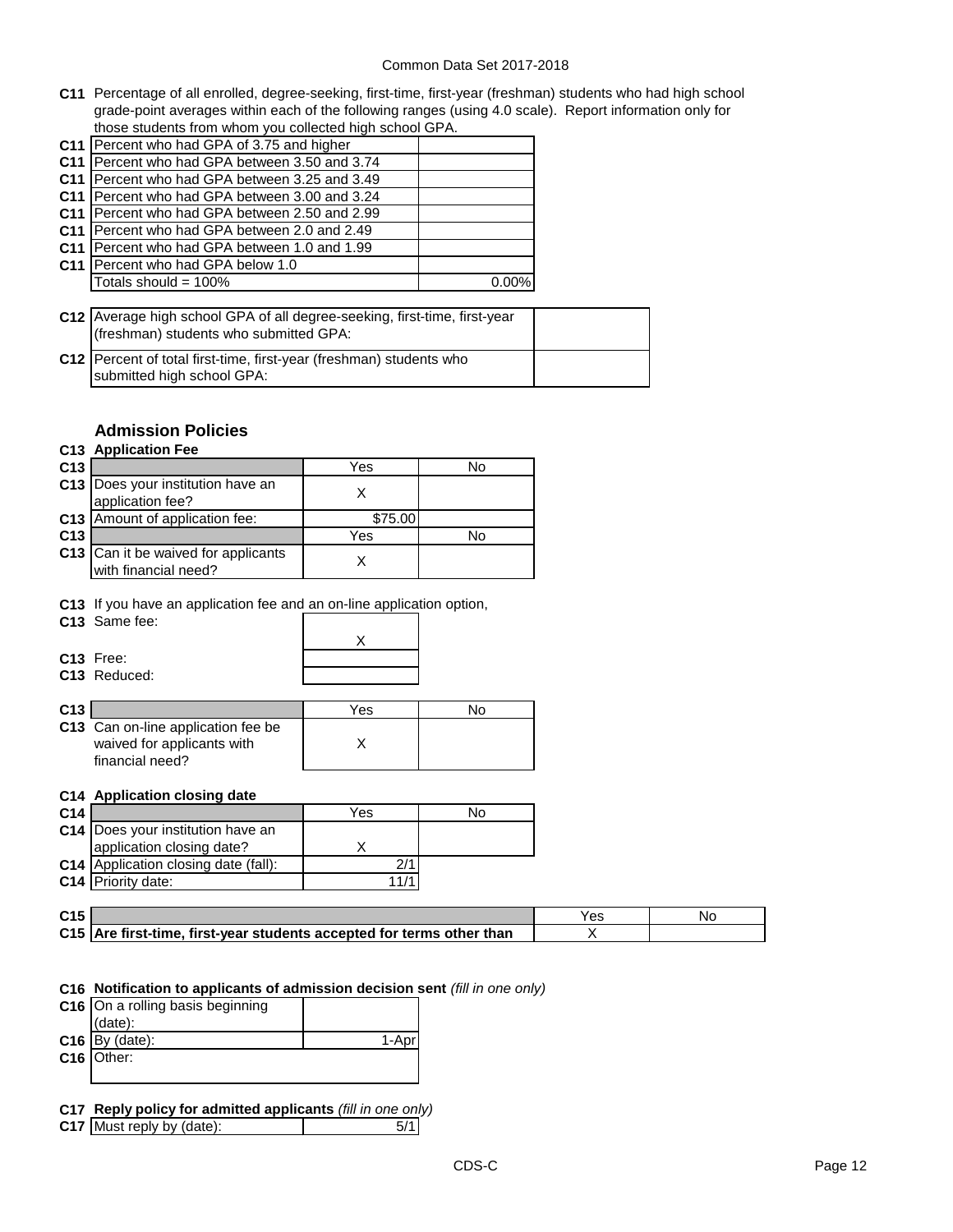**C11** Percentage of all enrolled, degree-seeking, first-time, first-year (freshman) students who had high school grade-point averages within each of the following ranges (using 4.0 scale). Report information only for those students from whom you collected high school GPA.

| | | |
|---|---|---|
| C11 | Percent who had GPA of 3.75 and higher | |
| C11 | Percent who had GPA between 3.50 and 3.74 | |
| C11 | Percent who had GPA between 3.25 and 3.49 | |
| C11 | Percent who had GPA between 3.00 and 3.24 | |
| C11 | Percent who had GPA between 2.50 and 2.99 | |
| C11 | Percent who had GPA between 2.0 and 2.49 | |
| C11 | Percent who had GPA between 1.0 and 1.99 | |
| C11 | Percent who had GPA below 1.0 | |
| | Totals should = 100% | 0.00% |

| | | |
|---|---|---|
| C12 | Average high school GPA of all degree-seeking, first-time, first-year (freshman) students who submitted GPA: | |
| C12 | Percent of total first-time, first-year (freshman) students who submitted high school GPA: | |

## Admission Policies

**C13 Application Fee**

| | | Yes | No |
|---|---|---|---|
| C13 | Does your institution have an application fee? | X | |
| C13 | Amount of application fee: | $75.00 | |

| | | Yes | No |
|---|---|---|---|
| C13 | Can it be waived for applicants with financial need? | X | |

**C13** If you have an application fee and an on-line application option,

| | | |
|---|---|---|
| C13 | Same fee: | X |
| C13 | Free: | |
| C13 | Reduced: | |

| | | Yes | No |
|---|---|---|---|
| C13 | Can on-line application fee be waived for applicants with financial need? | X | |

**C14 Application closing date**

| | | Yes | No |
|---|---|---|---|
| C14 | Does your institution have an application closing date? | X | |
| C14 | Application closing date (fall): | 2/1 | |
| C14 | Priority date: | 11/1 | |

| | | Yes | No |
|---|---|---|---|
| C15 | **Are first-time, first-year students accepted for terms other than** | X | |

**C16 Notification to applicants of admission decision sent** *(fill in one only)*

| | | |
|---|---|---|
| C16 | On a rolling basis beginning (date): | |
| C16 | By (date): | 1-Apr |
| C16 | Other: | |

**C17 Reply policy for admitted applicants** *(fill in one only)*

| | | |
|---|---|---|
| C17 | Must reply by (date): | 5/1 |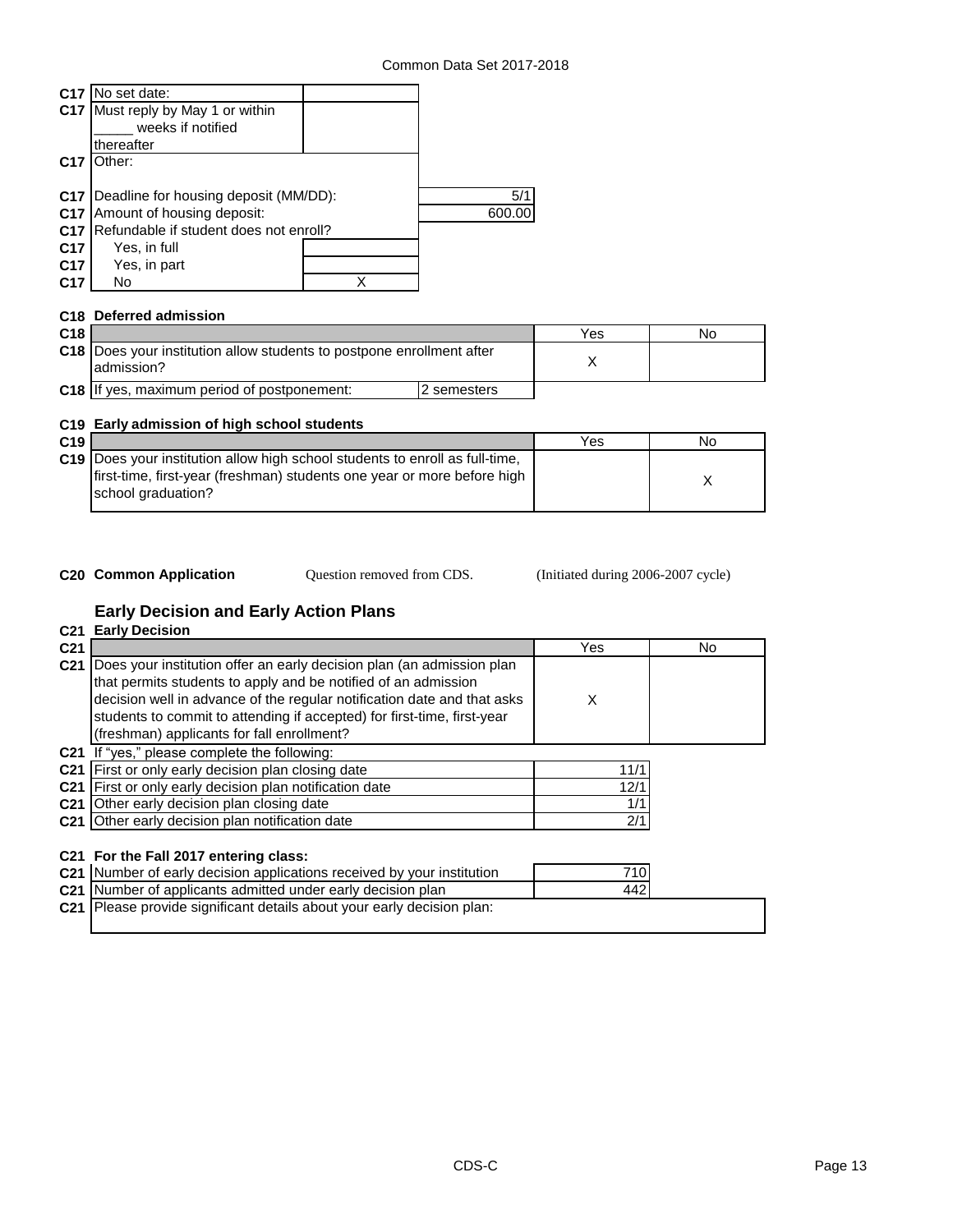| | | |
|---|---|---|
| C17 | No set date: | |
| C17 | Must reply by May 1 or within _____ weeks if notified thereafter | |
| C17 | Other: | |
| C17 | Deadline for housing deposit (MM/DD): | 5/1 |
| C17 | Amount of housing deposit: | 600.00 |
| C17 | Refundable if student does not enroll? | |
| C17 | Yes, in full | |
| C17 | Yes, in part | |
| C17 | No | X |

**C18 Deferred admission**

| | | Yes | No |
|---|---|---|---|
| C18 | Does your institution allow students to postpone enrollment after admission? | X | |
| C18 | If yes, maximum period of postponement: 2 semesters | | |

**C19 Early admission of high school students**

| | | Yes | No |
|---|---|---|---|
| C19 | Does your institution allow high school students to enroll as full-time, first-time, first-year (freshman) students one year or more before high school graduation? | | X |

**C20 Common Application** Question removed from CDS. (Initiated during 2006-2007 cycle)

## Early Decision and Early Action Plans

**C21 Early Decision**

| | | Yes | No |
|---|---|---|---|
| C21 | Does your institution offer an early decision plan (an admission plan that permits students to apply and be notified of an admission decision well in advance of the regular notification date and that asks students to commit to attending if accepted) for first-time, first-year (freshman) applicants for fall enrollment? | X | |

C21 If "yes," please complete the following:

| | | |
|---|---|---|
| C21 | First or only early decision plan closing date | 11/1 |
| C21 | First or only early decision plan notification date | 12/1 |
| C21 | Other early decision plan closing date | 1/1 |
| C21 | Other early decision plan notification date | 2/1 |

**C21 For the Fall 2017 entering class:**

| | | |
|---|---|---|
| C21 | Number of early decision applications received by your institution | 710 |
| C21 | Number of applicants admitted under early decision plan | 442 |
| C21 | Please provide significant details about your early decision plan: | |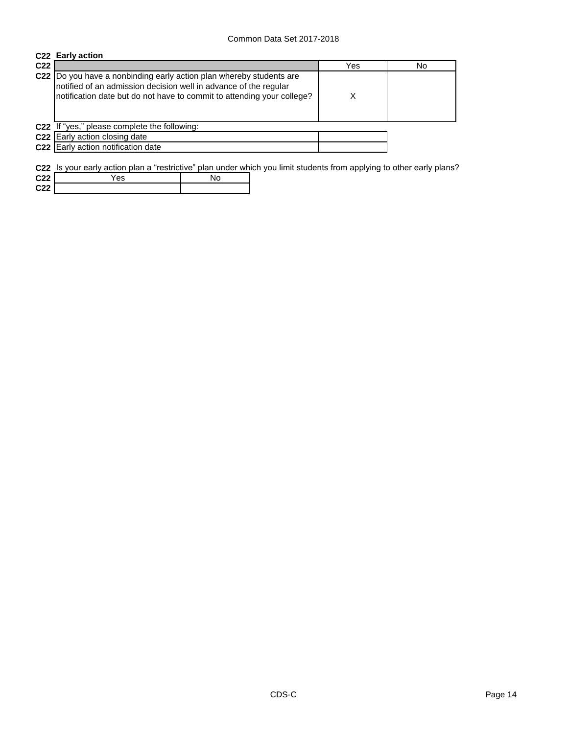## C22 Early action

| C22 | | Yes | No |
|---|---|---|---|
| C22 | Do you have a nonbinding early action plan whereby students are notified of an admission decision well in advance of the regular notification date but do not have to commit to attending your college? | X | |

C22 If “yes,” please complete the following:

| C22 | | |
|---|---|---|
| C22 | Early action closing date | |
| C22 | Early action notification date | |

C22 Is your early action plan a “restrictive” plan under which you limit students from applying to other early plans?

| C22 | Yes | No |
|---|---|---|
| C22 | | |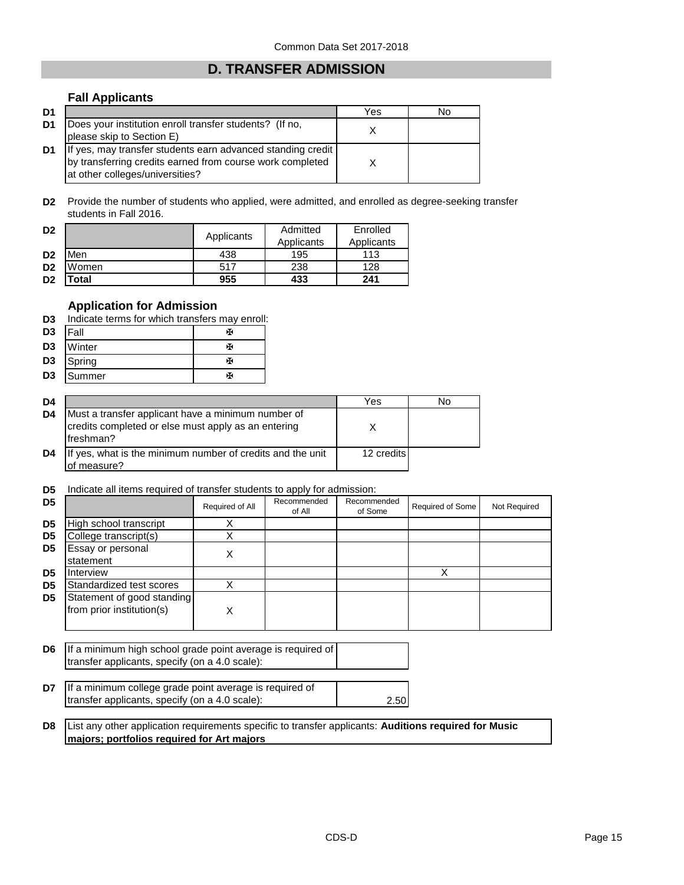Common Data Set 2017-2018

# D. TRANSFER ADMISSION

## Fall Applicants

| | | Yes | No |
|---|---|---|---|
| D1 | Does your institution enroll transfer students? (If no, please skip to Section E) | X | |
| D1 | If yes, may transfer students earn advanced standing credit by transferring credits earned from course work completed at other colleges/universities? | X | |

**D2** Provide the number of students who applied, were admitted, and enrolled as degree-seeking transfer students in Fall 2016.

| | | Applicants | Admitted Applicants | Enrolled Applicants |
|---|---|---|---|---|
| D2 | Men | 438 | 195 | 113 |
| D2 | Women | 517 | 238 | 128 |
| D2 | **Total** | **955** | **433** | **241** |

## Application for Admission

**D3** Indicate terms for which transfers may enroll:

| | | |
|---|---|---|
| D3 | Fall | ✠ |
| D3 | Winter | ✠ |
| D3 | Spring | ✠ |
| D3 | Summer | ✠ |

| | | Yes | No |
|---|---|---|---|
| D4 | Must a transfer applicant have a minimum number of credits completed or else must apply as an entering freshman? | X | |
| D4 | If yes, what is the minimum number of credits and the unit of measure? | 12 credits | |

**D5** Indicate all items required of transfer students to apply for admission:

| | | Required of All | Recommended of All | Recommended of Some | Required of Some | Not Required |
|---|---|---|---|---|---|---|
| D5 | High school transcript | X | | | | |
| D5 | College transcript(s) | X | | | | |
| D5 | Essay or personal statement | X | | | | |
| D5 | Interview | | | | X | |
| D5 | Standardized test scores | X | | | | |
| D5 | Statement of good standing from prior institution(s) | X | | | | |

| | | |
|---|---|---|
| D6 | If a minimum high school grade point average is required of transfer applicants, specify (on a 4.0 scale): | |
| D7 | If a minimum college grade point average is required of transfer applicants, specify (on a 4.0 scale): | 2.50 |

**D8** List any other application requirements specific to transfer applicants: **Auditions required for Music majors; portfolios required for Art majors**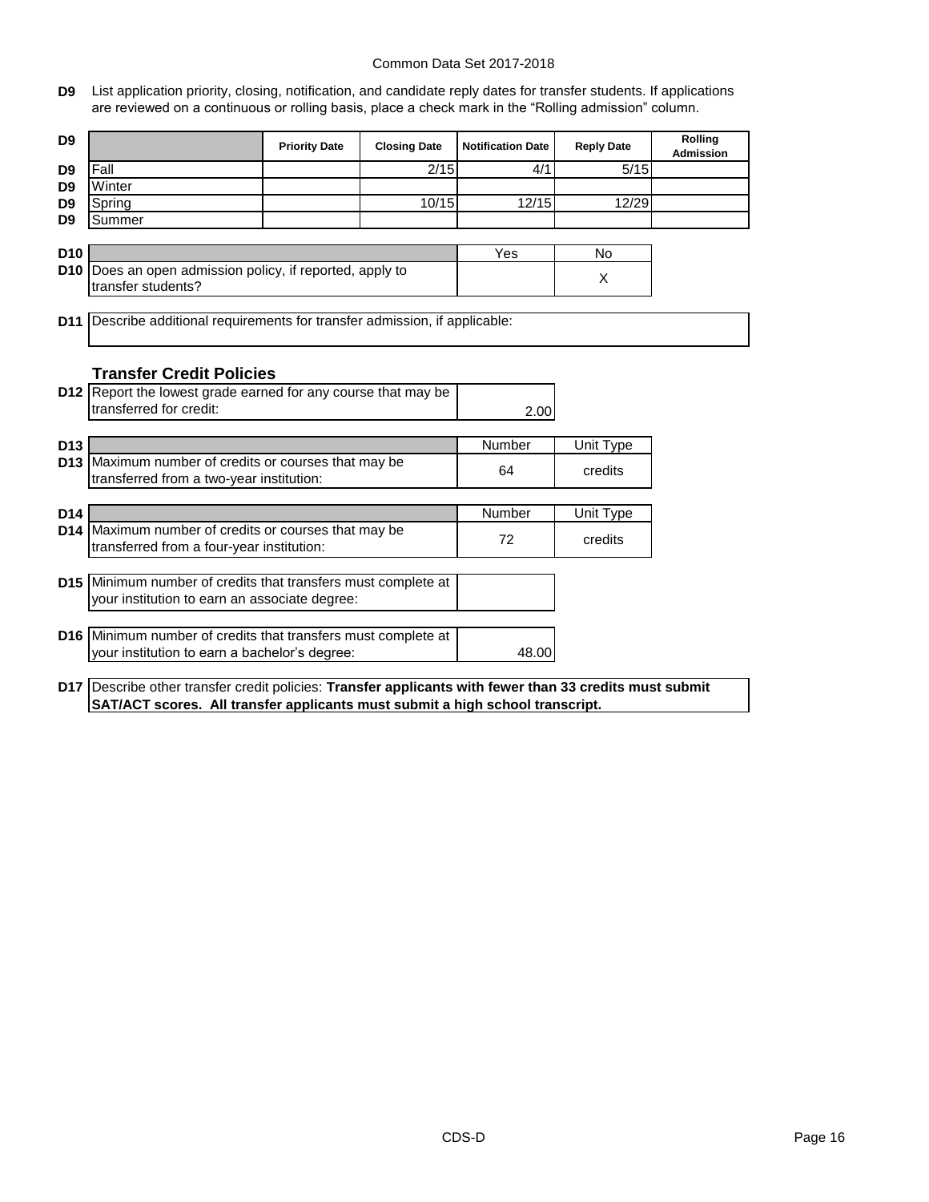**D9** List application priority, closing, notification, and candidate reply dates for transfer students. If applications are reviewed on a continuous or rolling basis, place a check mark in the "Rolling admission" column.

| D9 | | Priority Date | Closing Date | Notification Date | Reply Date | Rolling Admission |
|---|---|---|---|---|---|---|
| D9 | Fall | | 2/15 | 4/1 | 5/15 | |
| D9 | Winter | | | | | |
| D9 | Spring | | 10/15 | 12/15 | 12/29 | |
| D9 | Summer | | | | | |

| D10 | | Yes | No |
|---|---|---|---|
| D10 | Does an open admission policy, if reported, apply to transfer students? | | X |

**D11** Describe additional requirements for transfer admission, if applicable:

## Transfer Credit Policies

| | | |
|---|---|---|
| D12 | Report the lowest grade earned for any course that may be transferred for credit: | 2.00 |

| D13 | | Number | Unit Type |
|---|---|---|---|
| D13 | Maximum number of credits or courses that may be transferred from a two-year institution: | 64 | credits |

| D14 | | Number | Unit Type |
|---|---|---|---|
| D14 | Maximum number of credits or courses that may be transferred from a four-year institution: | 72 | credits |

| | | |
|---|---|---|
| D15 | Minimum number of credits that transfers must complete at your institution to earn an associate degree: | |
| D16 | Minimum number of credits that transfers must complete at your institution to earn a bachelor's degree: | 48.00 |

**D17** Describe other transfer credit policies: **Transfer applicants with fewer than 33 credits must submit SAT/ACT scores. All transfer applicants must submit a high school transcript.**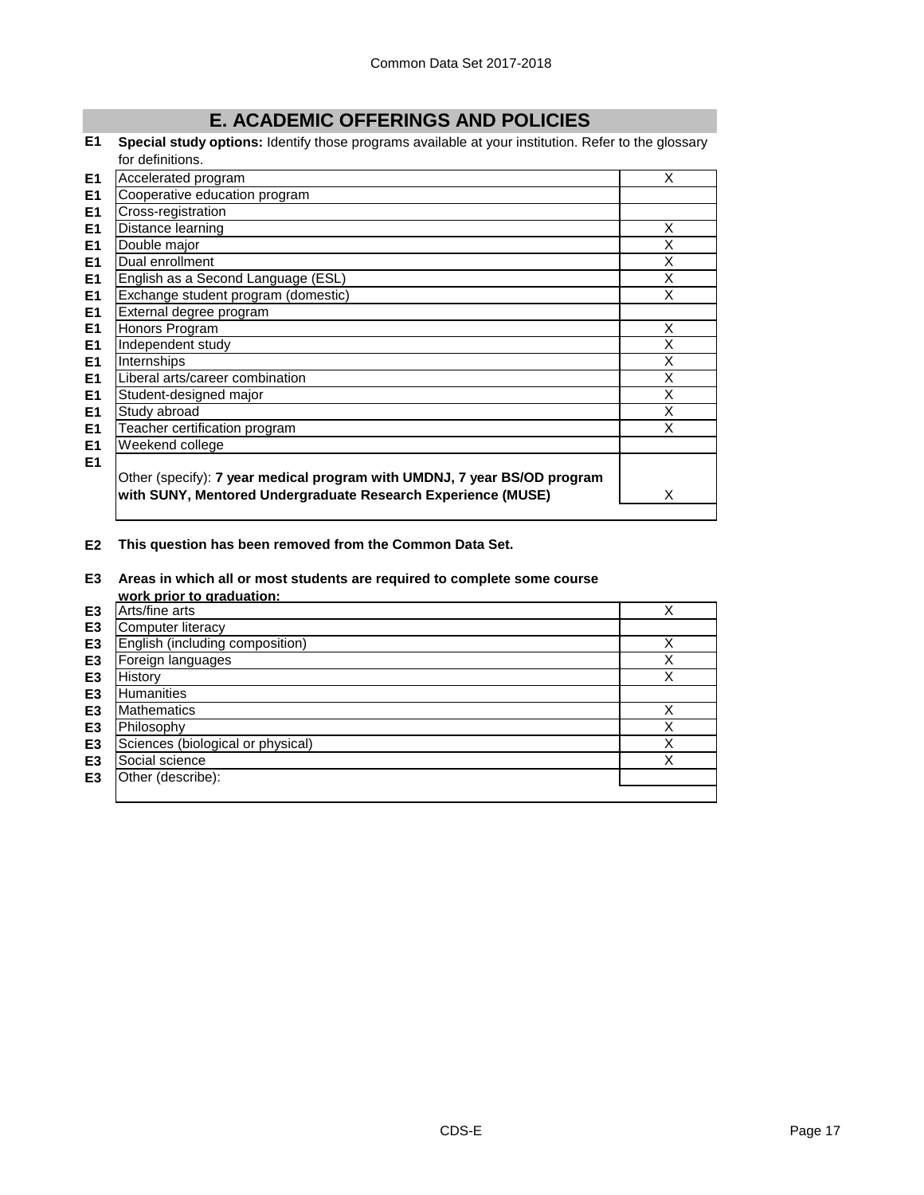# E. ACADEMIC OFFERINGS AND POLICIES

**E1** **Special study options:** Identify those programs available at your institution. Refer to the glossary for definitions.

| | | |
|---|---|---|
| E1 | Accelerated program | X |
| E1 | Cooperative education program | |
| E1 | Cross-registration | |
| E1 | Distance learning | X |
| E1 | Double major | X |
| E1 | Dual enrollment | X |
| E1 | English as a Second Language (ESL) | X |
| E1 | Exchange student program (domestic) | X |
| E1 | External degree program | |
| E1 | Honors Program | X |
| E1 | Independent study | X |
| E1 | Internships | X |
| E1 | Liberal arts/career combination | X |
| E1 | Student-designed major | X |
| E1 | Study abroad | X |
| E1 | Teacher certification program | X |
| E1 | Weekend college | |
| E1 | Other (specify): **7 year medical program with UMDNJ, 7 year BS/OD program with SUNY, Mentored Undergraduate Research Experience (MUSE)** | X |

**E2** **This question has been removed from the Common Data Set.**

**E3** **Areas in which all or most students are required to complete some course work prior to graduation:**

| | | |
|---|---|---|
| E3 | Arts/fine arts | X |
| E3 | Computer literacy | |
| E3 | English (including composition) | X |
| E3 | Foreign languages | X |
| E3 | History | X |
| E3 | Humanities | |
| E3 | Mathematics | X |
| E3 | Philosophy | X |
| E3 | Sciences (biological or physical) | X |
| E3 | Social science | X |
| E3 | Other (describe): | |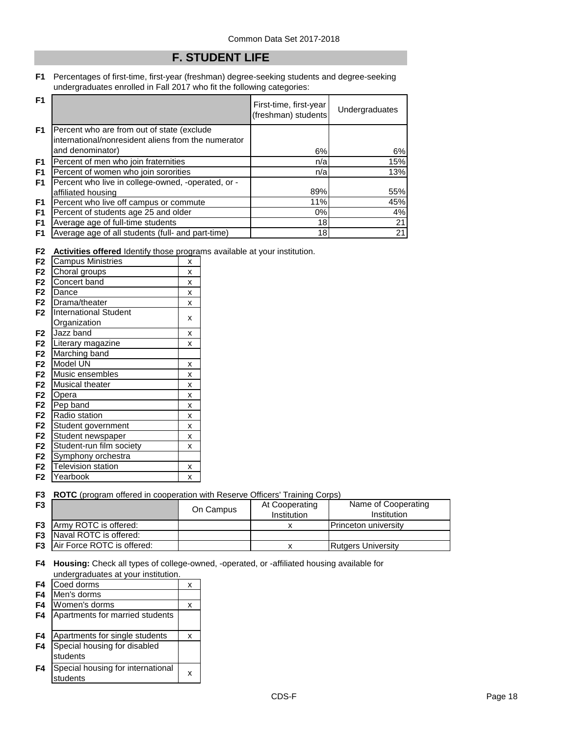Common Data Set 2017-2018

# F. STUDENT LIFE

**F1** Percentages of first-time, first-year (freshman) degree-seeking students and degree-seeking undergraduates enrolled in Fall 2017 who fit the following categories:

| | First-time, first-year (freshman) students | Undergraduates |
|---|---|---|
| Percent who are from out of state (exclude international/nonresident aliens from the numerator and denominator) | 6% | 6% |
| Percent of men who join fraternities | n/a | 15% |
| Percent of women who join sororities | n/a | 13% |
| Percent who live in college-owned, -operated, or -affiliated housing | 89% | 55% |
| Percent who live off campus or commute | 11% | 45% |
| Percent of students age 25 and older | 0% | 4% |
| Average age of full-time students | 18 | 21 |
| Average age of all students (full- and part-time) | 18 | 21 |

**F2** **Activities offered** Identify those programs available at your institution.

| Activity | |
|---|---|
| Campus Ministries | x |
| Choral groups | x |
| Concert band | x |
| Dance | x |
| Drama/theater | x |
| International Student Organization | x |
| Jazz band | x |
| Literary magazine | x |
| Marching band | |
| Model UN | x |
| Music ensembles | x |
| Musical theater | x |
| Opera | x |
| Pep band | x |
| Radio station | x |
| Student government | x |
| Student newspaper | x |
| Student-run film society | x |
| Symphony orchestra | |
| Television station | x |
| Yearbook | x |

**F3** **ROTC** (program offered in cooperation with Reserve Officers' Training Corps)

| | On Campus | At Cooperating Institution | Name of Cooperating Institution |
|---|---|---|---|
| Army ROTC is offered: | | x | Princeton university |
| Naval ROTC is offered: | | | |
| Air Force ROTC is offered: | | x | Rutgers University |

**F4** **Housing:** Check all types of college-owned, -operated, or -affiliated housing available for undergraduates at your institution.

| Housing type | |
|---|---|
| Coed dorms | x |
| Men's dorms | |
| Women's dorms | x |
| Apartments for married students | |
| Apartments for single students | x |
| Special housing for disabled students | |
| Special housing for international students | x |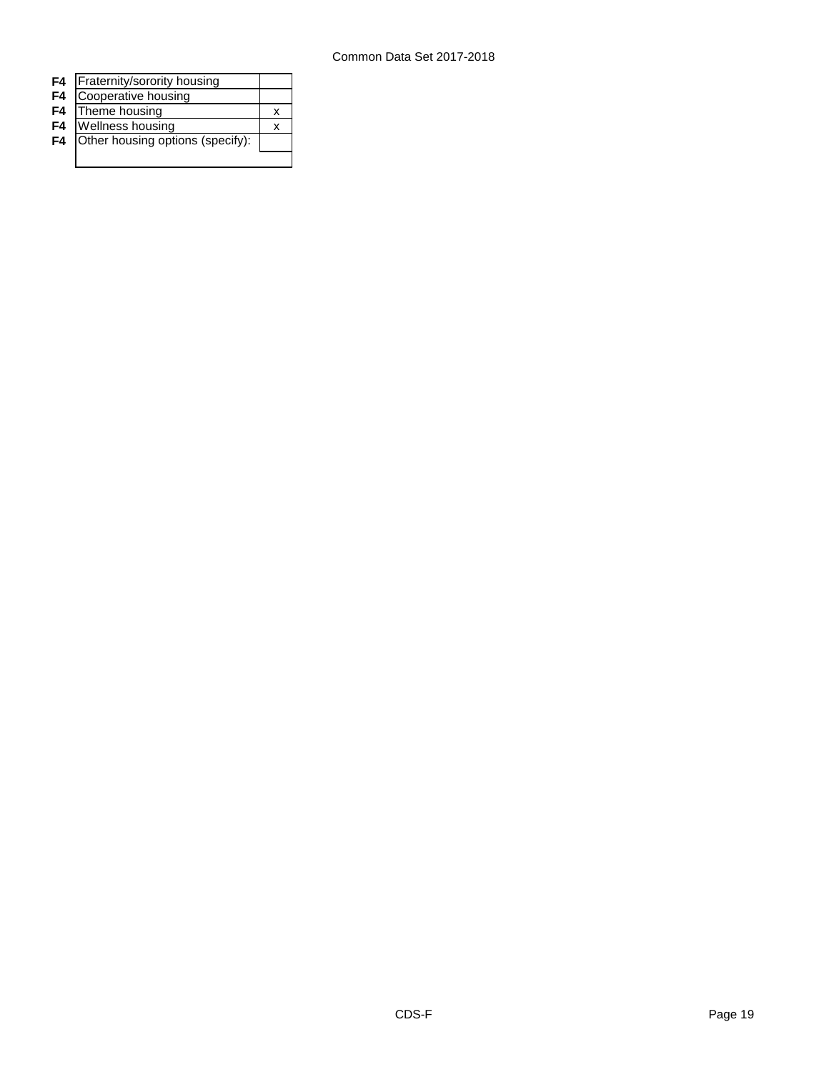| | | |
|---|---|---|
| F4 | Fraternity/sorority housing | |
| F4 | Cooperative housing | |
| F4 | Theme housing | x |
| F4 | Wellness housing | x |
| F4 | Other housing options (specify): | |
| | | |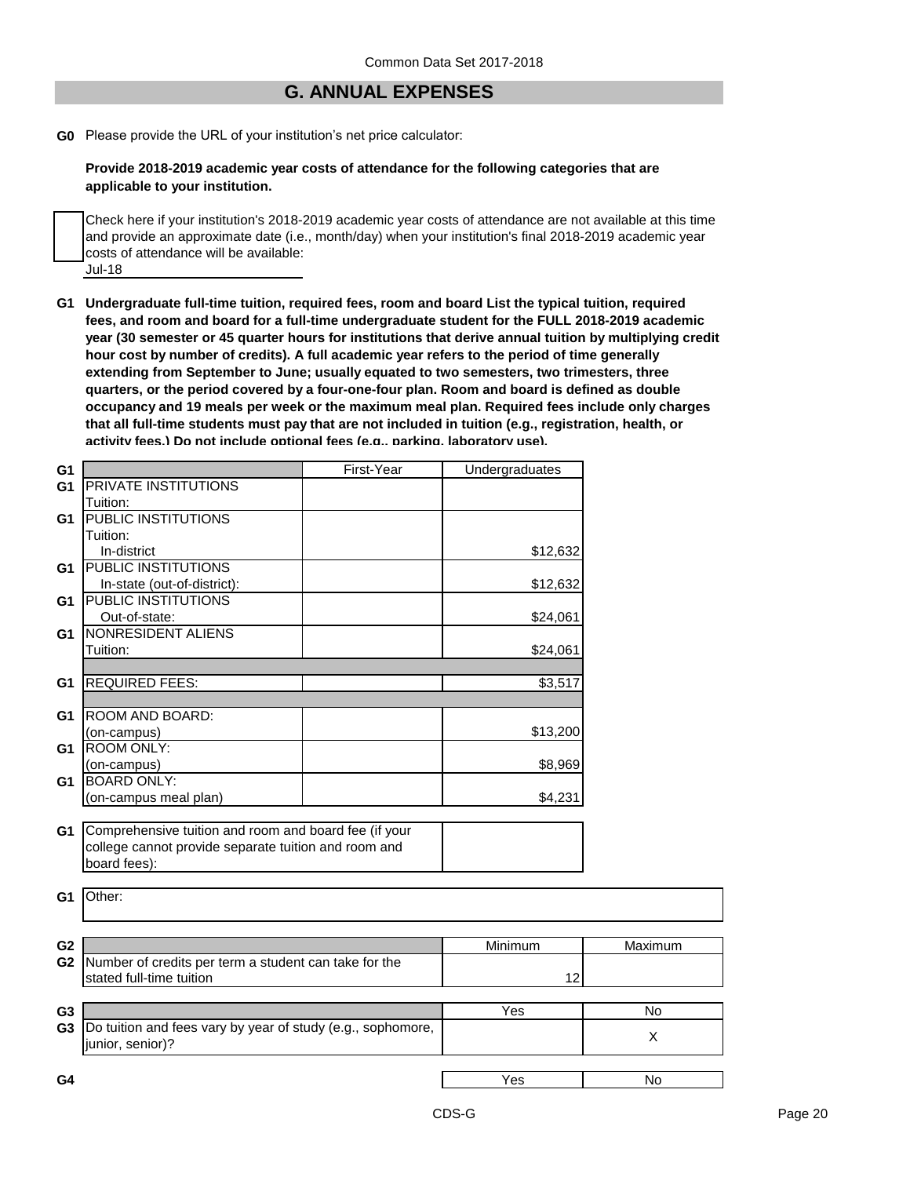## G. ANNUAL EXPENSES

**G0** Please provide the URL of your institution's net price calculator:

**Provide 2018-2019 academic year costs of attendance for the following categories that are applicable to your institution.**

☐ Check here if your institution's 2018-2019 academic year costs of attendance are not available at this time and provide an approximate date (i.e., month/day) when your institution's final 2018-2019 academic year costs of attendance will be available:

Jul-18

**G1 Undergraduate full-time tuition, required fees, room and board List the typical tuition, required fees, and room and board for a full-time undergraduate student for the FULL 2018-2019 academic year (30 semester or 45 quarter hours for institutions that derive annual tuition by multiplying credit hour cost by number of credits). A full academic year refers to the period of time generally extending from September to June; usually equated to two semesters, two trimesters, three quarters, or the period covered by a four-one-four plan. Room and board is defined as double occupancy and 19 meals per week or the maximum meal plan. Required fees include only charges that all full-time students must pay that are not included in tuition (e.g., registration, health, or activity fees.) Do not include optional fees (e.g., parking, laboratory use).**

| | | First-Year | Undergraduates |
|---|---|---|---|
| G1 | PRIVATE INSTITUTIONS Tuition: | | |
| G1 | PUBLIC INSTITUTIONS Tuition: In-district | | $12,632 |
| G1 | PUBLIC INSTITUTIONS In-state (out-of-district): | | $12,632 |
| G1 | PUBLIC INSTITUTIONS Out-of-state: | | $24,061 |
| G1 | NONRESIDENT ALIENS Tuition: | | $24,061 |
| G1 | REQUIRED FEES: | | $3,517 |
| G1 | ROOM AND BOARD: (on-campus) | | $13,200 |
| G1 | ROOM ONLY: (on-campus) | | $8,969 |
| G1 | BOARD ONLY: (on-campus meal plan) | | $4,231 |

| | | |
|---|---|---|
| G1 | Comprehensive tuition and room and board fee (if your college cannot provide separate tuition and room and board fees): | |
| G1 | Other: | |

| | | Minimum | Maximum |
|---|---|---|---|
| G2 | Number of credits per term a student can take for the stated full-time tuition | 12 | |

| | | Yes | No |
|---|---|---|---|
| G3 | Do tuition and fees vary by year of study (e.g., sophomore, junior, senior)? | | X |

| | | Yes | No |
|---|---|---|---|
| G4 | | | |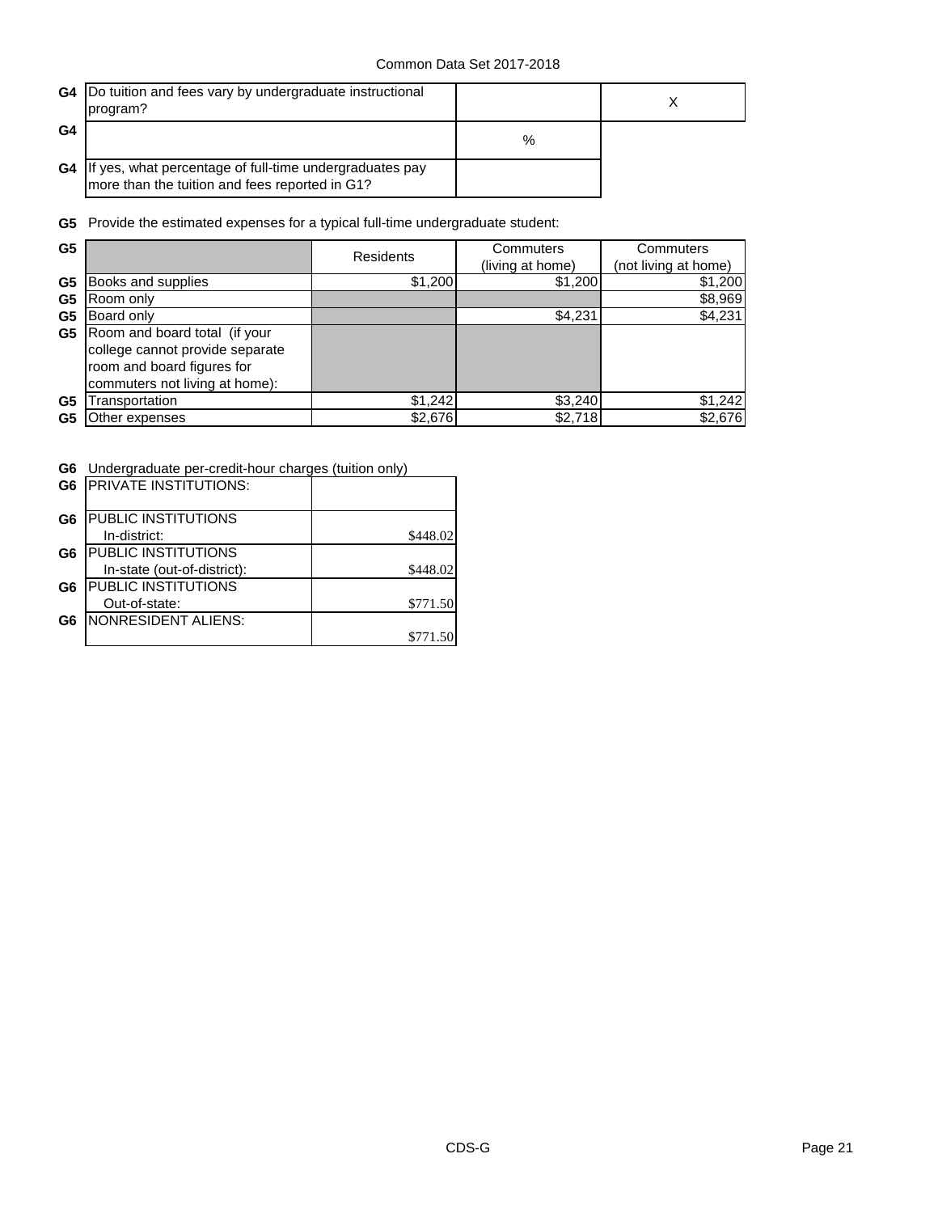| | | | |
|---|---|---|---|
| G4 | Do tuition and fees vary by undergraduate instructional program? | | X |
| G4 | | % | |
| G4 | If yes, what percentage of full-time undergraduates pay more than the tuition and fees reported in G1? | | |

**G5** Provide the estimated expenses for a typical full-time undergraduate student:

| | | Residents | Commuters (living at home) | Commuters (not living at home) |
|---|---|---|---|---|
| G5 | Books and supplies | $1,200 | $1,200 | $1,200 |
| G5 | Room only | | | $8,969 |
| G5 | Board only | | $4,231 | $4,231 |
| G5 | Room and board total (if your college cannot provide separate room and board figures for commuters not living at home): | | | |
| G5 | Transportation | $1,242 | $3,240 | $1,242 |
| G5 | Other expenses | $2,676 | $2,718 | $2,676 |

**G6** Undergraduate per-credit-hour charges (tuition only)

| | | |
|---|---|---|
| G6 | PRIVATE INSTITUTIONS: | |
| G6 | PUBLIC INSTITUTIONS In-district: | $448.02 |
| G6 | PUBLIC INSTITUTIONS In-state (out-of-district): | $448.02 |
| G6 | PUBLIC INSTITUTIONS Out-of-state: | $771.50 |
| G6 | NONRESIDENT ALIENS: | $771.50 |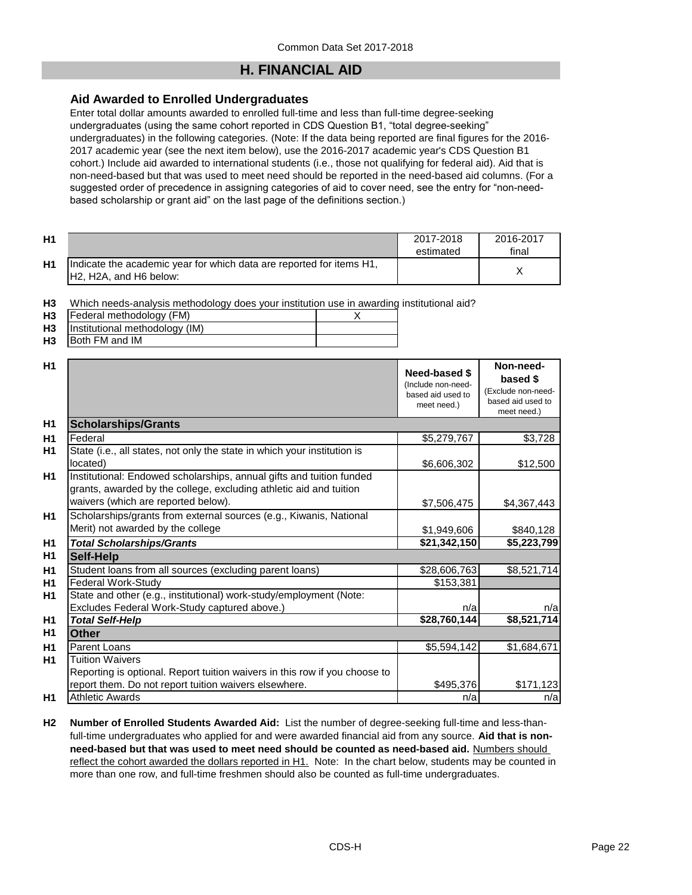## H. FINANCIAL AID

### Aid Awarded to Enrolled Undergraduates

Enter total dollar amounts awarded to enrolled full-time and less than full-time degree-seeking undergraduates (using the same cohort reported in CDS Question B1, "total degree-seeking" undergraduates) in the following categories. (Note: If the data being reported are final figures for the 2016-2017 academic year (see the next item below), use the 2016-2017 academic year's CDS Question B1 cohort.) Include aid awarded to international students (i.e., those not qualifying for federal aid). Aid that is non-need-based but that was used to meet need should be reported in the need-based aid columns. (For a suggested order of precedence in assigning categories of aid to cover need, see the entry for "non-need-based scholarship or grant aid" on the last page of the definitions section.)

| | | 2017-2018 estimated | 2016-2017 final |
|---|---|---|---|
| H1 | Indicate the academic year for which data are reported for items H1, H2, H2A, and H6 below: | | X |

**H3** Which needs-analysis methodology does your institution use in awarding institutional aid?

| | | |
|---|---|---|
| H3 | Federal methodology (FM) | X |
| H3 | Institutional methodology (IM) | |
| H3 | Both FM and IM | |

| | | Need-based $ (Include non-need-based aid used to meet need.) | Non-need-based $ (Exclude non-need-based aid used to meet need.) |
|---|---|---|---|
| H1 | **Scholarships/Grants** | | |
| H1 | Federal | $5,279,767 | $3,728 |
| H1 | State (i.e., all states, not only the state in which your institution is located) | $6,606,302 | $12,500 |
| H1 | Institutional: Endowed scholarships, annual gifts and tuition funded grants, awarded by the college, excluding athletic aid and tuition waivers (which are reported below). | $7,506,475 | $4,367,443 |
| H1 | Scholarships/grants from external sources (e.g., Kiwanis, National Merit) not awarded by the college | $1,949,606 | $840,128 |
| H1 | ***Total Scholarships/Grants*** | **$21,342,150** | **$5,223,799** |
| H1 | **Self-Help** | | |
| H1 | Student loans from all sources (excluding parent loans) | $28,606,763 | $8,521,714 |
| H1 | Federal Work-Study | $153,381 | |
| H1 | State and other (e.g., institutional) work-study/employment (Note: Excludes Federal Work-Study captured above.) | n/a | n/a |
| H1 | ***Total Self-Help*** | **$28,760,144** | **$8,521,714** |
| H1 | **Other** | | |
| H1 | Parent Loans | $5,594,142 | $1,684,671 |
| H1 | Tuition Waivers<br>Reporting is optional. Report tuition waivers in this row if you choose to report them. Do not report tuition waivers elsewhere. | $495,376 | $171,123 |
| H1 | Athletic Awards | n/a | n/a |

**H2 Number of Enrolled Students Awarded Aid:** List the number of degree-seeking full-time and less-than-full-time undergraduates who applied for and were awarded financial aid from any source. **Aid that is non-need-based but that was used to meet need should be counted as need-based aid.** Numbers should reflect the cohort awarded the dollars reported in H1. Note: In the chart below, students may be counted in more than one row, and full-time freshmen should also be counted as full-time undergraduates.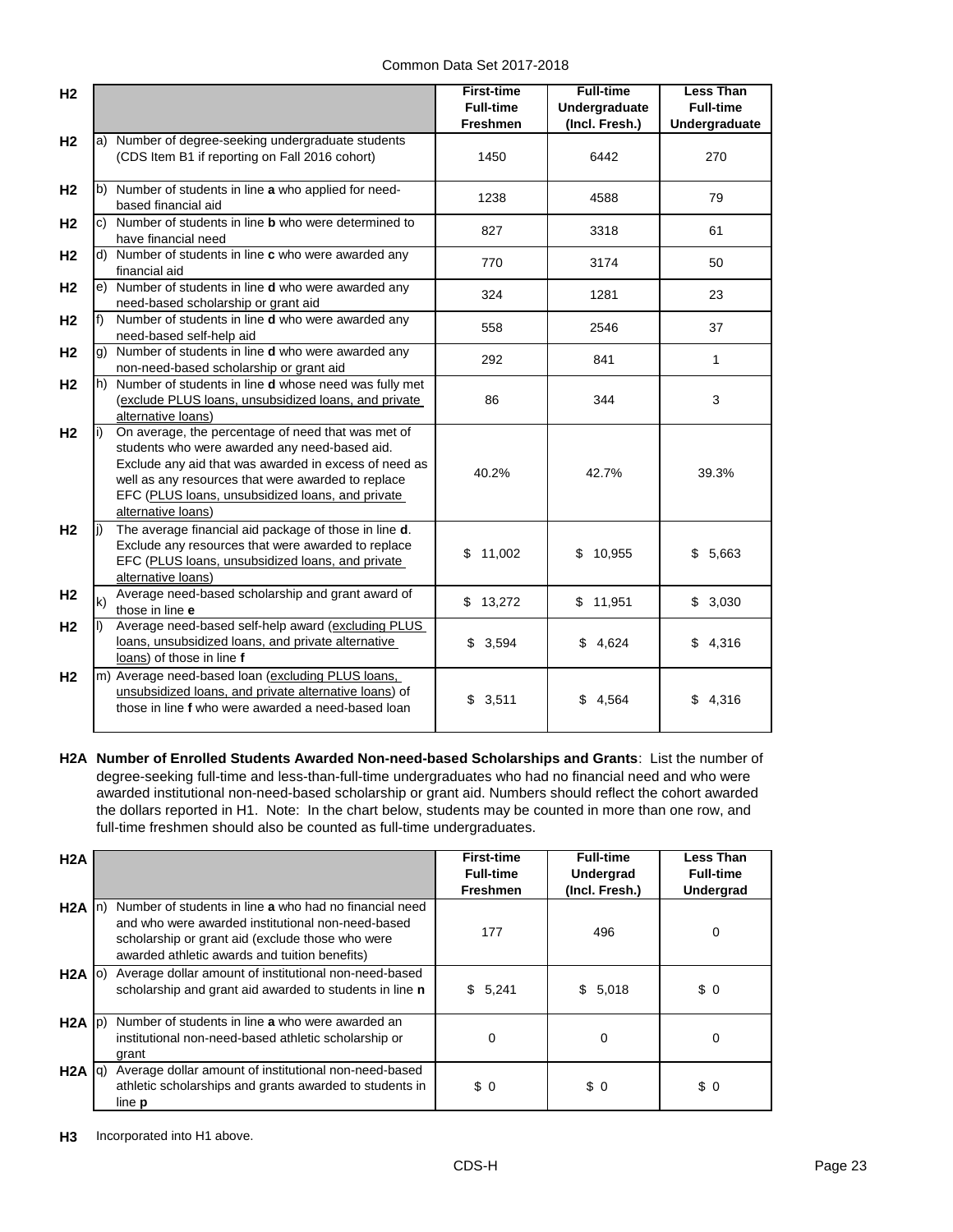| H2 | | First-time Full-time Freshmen | Full-time Undergraduate (Incl. Fresh.) | Less Than Full-time Undergraduate |
|---|---|---|---|---|
| H2 | a) Number of degree-seeking undergraduate students (CDS Item B1 if reporting on Fall 2016 cohort) | 1450 | 6442 | 270 |
| H2 | b) Number of students in line **a** who applied for need-based financial aid | 1238 | 4588 | 79 |
| H2 | c) Number of students in line **b** who were determined to have financial need | 827 | 3318 | 61 |
| H2 | d) Number of students in line **c** who were awarded any financial aid | 770 | 3174 | 50 |
| H2 | e) Number of students in line **d** who were awarded any need-based scholarship or grant aid | 324 | 1281 | 23 |
| H2 | f) Number of students in line **d** who were awarded any need-based self-help aid | 558 | 2546 | 37 |
| H2 | g) Number of students in line **d** who were awarded any non-need-based scholarship or grant aid | 292 | 841 | 1 |
| H2 | h) Number of students in line **d** whose need was fully met (exclude PLUS loans, unsubsidized loans, and private alternative loans) | 86 | 344 | 3 |
| H2 | i) On average, the percentage of need that was met of students who were awarded any need-based aid. Exclude any aid that was awarded in excess of need as well as any resources that were awarded to replace EFC (PLUS loans, unsubsidized loans, and private alternative loans) | 40.2% | 42.7% | 39.3% |
| H2 | j) The average financial aid package of those in line **d**. Exclude any resources that were awarded to replace EFC (PLUS loans, unsubsidized loans, and private alternative loans) | $ 11,002 | $ 10,955 | $ 5,663 |
| H2 | k) Average need-based scholarship and grant award of those in line **e** | $ 13,272 | $ 11,951 | $ 3,030 |
| H2 | l) Average need-based self-help award (excluding PLUS loans, unsubsidized loans, and private alternative loans) of those in line **f** | $ 3,594 | $ 4,624 | $ 4,316 |
| H2 | m) Average need-based loan (excluding PLUS loans, unsubsidized loans, and private alternative loans) of those in line **f** who were awarded a need-based loan | $ 3,511 | $ 4,564 | $ 4,316 |

**H2A Number of Enrolled Students Awarded Non-need-based Scholarships and Grants**: List the number of degree-seeking full-time and less-than-full-time undergraduates who had no financial need and who were awarded institutional non-need-based scholarship or grant aid. Numbers should reflect the cohort awarded the dollars reported in H1. Note: In the chart below, students may be counted in more than one row, and full-time freshmen should also be counted as full-time undergraduates.

| H2A | | First-time Full-time Freshmen | Full-time Undergrad (Incl. Fresh.) | Less Than Full-time Undergrad |
|---|---|---|---|---|
| H2A | n) Number of students in line **a** who had no financial need and who were awarded institutional non-need-based scholarship or grant aid (exclude those who were awarded athletic awards and tuition benefits) | 177 | 496 | 0 |
| H2A | o) Average dollar amount of institutional non-need-based scholarship and grant aid awarded to students in line **n** | $ 5,241 | $ 5,018 | $ 0 |
| H2A | p) Number of students in line **a** who were awarded an institutional non-need-based athletic scholarship or grant | 0 | 0 | 0 |
| H2A | q) Average dollar amount of institutional non-need-based athletic scholarships and grants awarded to students in line **p** | $ 0 | $ 0 | $ 0 |

**H3** Incorporated into H1 above.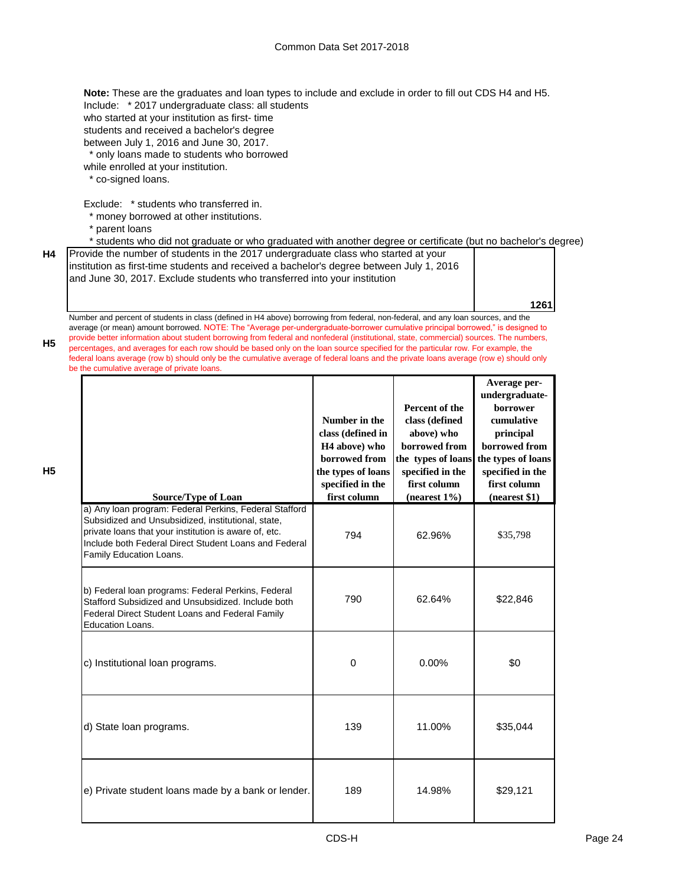**Note:** These are the graduates and loan types to include and exclude in order to fill out CDS H4 and H5.

Include:
* 2017 undergraduate class: all students who started at your institution as first- time students and received a bachelor's degree between July 1, 2016 and June 30, 2017.
* only loans made to students who borrowed while enrolled at your institution.
* co-signed loans.

Exclude:
* students who transferred in.
* money borrowed at other institutions.
* parent loans
* students who did not graduate or who graduated with another degree or certificate (but no bachelor's degree)

| | | |
|---|---|---|
| H4 | Provide the number of students in the 2017 undergraduate class who started at your institution as first-time students and received a bachelor's degree between July 1, 2016 and June 30, 2017. Exclude students who transferred into your institution | 1261 |

**H5** Number and percent of students in class (defined in H4 above) borrowing from federal, non-federal, and any loan sources, and the average (or mean) amount borrowed. NOTE: The "Average per-undergraduate-borrower cumulative principal borrowed," is designed to provide better information about student borrowing from federal and nonfederal (institutional, state, commercial) sources. The numbers, percentages, and averages for each row should be based only on the loan source specified for the particular row. For example, the federal loans average (row b) should only be the cumulative average of federal loans and the private loans average (row e) should only be the cumulative average of private loans.

| Source/Type of Loan | Number in the class (defined in H4 above) who borrowed from the types of loans specified in the first column | Percent of the class (defined above) who borrowed from the types of loans specified in the first column (nearest 1%) | Average per-undergraduate-borrower cumulative principal borrowed from the types of loans specified in the first column (nearest $1) |
|---|---|---|---|
| a) Any loan program: Federal Perkins, Federal Stafford Subsidized and Unsubsidized, institutional, state, private loans that your institution is aware of, etc. Include both Federal Direct Student Loans and Federal Family Education Loans. | 794 | 62.96% | $35,798 |
| b) Federal loan programs: Federal Perkins, Federal Stafford Subsidized and Unsubsidized. Include both Federal Direct Student Loans and Federal Family Education Loans. | 790 | 62.64% | $22,846 |
| c) Institutional loan programs. | 0 | 0.00% | $0 |
| d) State loan programs. | 139 | 11.00% | $35,044 |
| e) Private student loans made by a bank or lender. | 189 | 14.98% | $29,121 |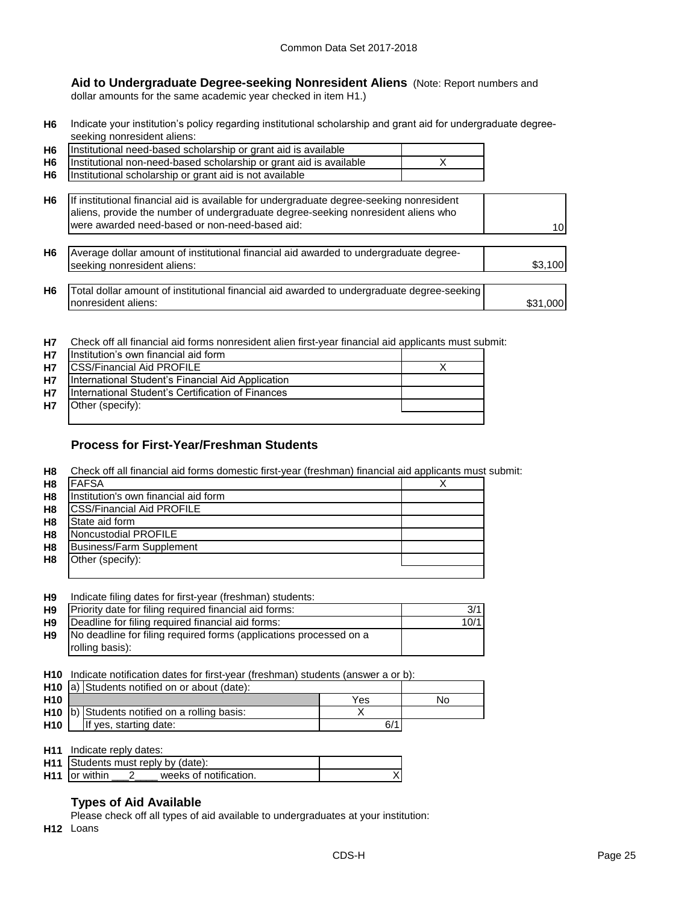### Aid to Undergraduate Degree-seeking Nonresident Aliens (Note: Report numbers and dollar amounts for the same academic year checked in item H1.)

**H6** Indicate your institution's policy regarding institutional scholarship and grant aid for undergraduate degree-seeking nonresident aliens:

| | | |
|---|---|---|
| H6 | Institutional need-based scholarship or grant aid is available | |
| H6 | Institutional non-need-based scholarship or grant aid is available | X |
| H6 | Institutional scholarship or grant aid is not available | |

| | | |
|---|---|---|
| H6 | If institutional financial aid is available for undergraduate degree-seeking nonresident aliens, provide the number of undergraduate degree-seeking nonresident aliens who were awarded need-based or non-need-based aid: | 10 |
| H6 | Average dollar amount of institutional financial aid awarded to undergraduate degree-seeking nonresident aliens: | $3,100 |
| H6 | Total dollar amount of institutional financial aid awarded to undergraduate degree-seeking nonresident aliens: | $31,000 |

**H7** Check off all financial aid forms nonresident alien first-year financial aid applicants must submit:

| | | |
|---|---|---|
| H7 | Institution's own financial aid form | |
| H7 | CSS/Financial Aid PROFILE | X |
| H7 | International Student's Financial Aid Application | |
| H7 | International Student's Certification of Finances | |
| H7 | Other (specify): | |

### Process for First-Year/Freshman Students

**H8** Check off all financial aid forms domestic first-year (freshman) financial aid applicants must submit:

| | | |
|---|---|---|
| H8 | FAFSA | X |
| H8 | Institution's own financial aid form | |
| H8 | CSS/Financial Aid PROFILE | |
| H8 | State aid form | |
| H8 | Noncustodial PROFILE | |
| H8 | Business/Farm Supplement | |
| H8 | Other (specify): | |

**H9** Indicate filing dates for first-year (freshman) students:

| | | |
|---|---|---|
| H9 | Priority date for filing required financial aid forms: | 3/1 |
| H9 | Deadline for filing required financial aid forms: | 10/1 |
| H9 | No deadline for filing required forms (applications processed on a rolling basis): | |

**H10** Indicate notification dates for first-year (freshman) students (answer a or b):

| | | | |
|---|---|---|---|
| H10 | a) Students notified on or about (date): | | |
| H10 | | Yes | No |
| H10 | b) Students notified on a rolling basis: | X | |
| H10 | If yes, starting date: | 6/1 | |

**H11** Indicate reply dates:

| | | |
|---|---|---|
| H11 | Students must reply by (date): | |
| H11 | or within \_\_\_2\_\_\_\_ weeks of notification. | X |

### Types of Aid Available

Please check off all types of aid available to undergraduates at your institution:

**H12** Loans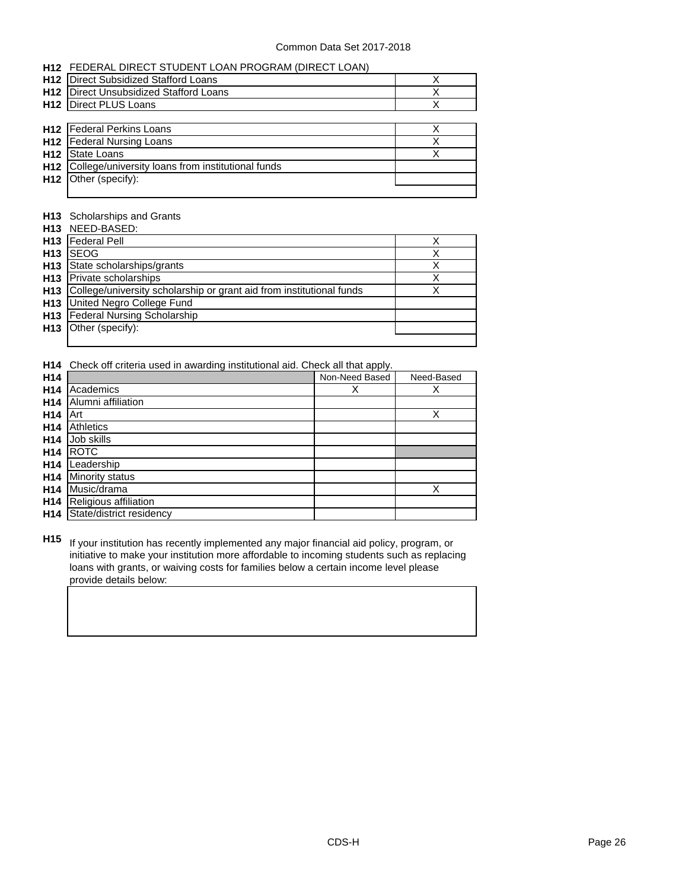**H12** FEDERAL DIRECT STUDENT LOAN PROGRAM (DIRECT LOAN)

| | | |
|---|---|---|
| H12 | Direct Subsidized Stafford Loans | X |
| H12 | Direct Unsubsidized Stafford Loans | X |
| H12 | Direct PLUS Loans | X |

| | | |
|---|---|---|
| H12 | Federal Perkins Loans | X |
| H12 | Federal Nursing Loans | X |
| H12 | State Loans | X |
| H12 | College/university loans from institutional funds | |
| H12 | Other (specify): | |

**H13** Scholarships and Grants

**H13** NEED-BASED:

| | | |
|---|---|---|
| H13 | Federal Pell | X |
| H13 | SEOG | X |
| H13 | State scholarships/grants | X |
| H13 | Private scholarships | X |
| H13 | College/university scholarship or grant aid from institutional funds | X |
| H13 | United Negro College Fund | |
| H13 | Federal Nursing Scholarship | |
| H13 | Other (specify): | |

**H14** Check off criteria used in awarding institutional aid. Check all that apply.

| | | Non-Need Based | Need-Based |
|---|---|---|---|
| H14 | Academics | X | X |
| H14 | Alumni affiliation | | |
| H14 | Art | | X |
| H14 | Athletics | | |
| H14 | Job skills | | |
| H14 | ROTC | | |
| H14 | Leadership | | |
| H14 | Minority status | | |
| H14 | Music/drama | | X |
| H14 | Religious affiliation | | |
| H14 | State/district residency | | |

**H15** If your institution has recently implemented any major financial aid policy, program, or initiative to make your institution more affordable to incoming students such as replacing loans with grants, or waiving costs for families below a certain income level please provide details below: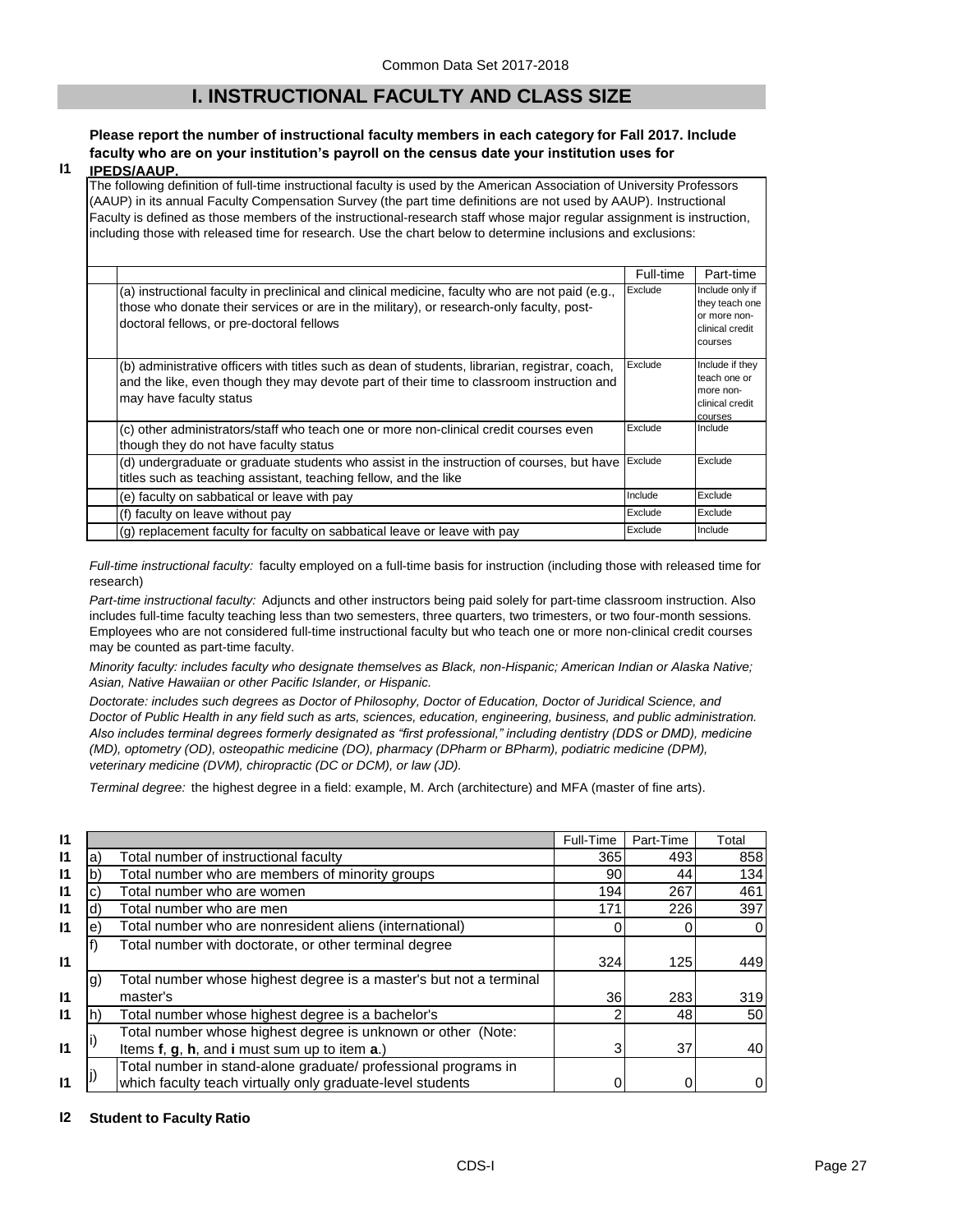# I. INSTRUCTIONAL FACULTY AND CLASS SIZE

**I1** **Please report the number of instructional faculty members in each category for Fall 2017. Include faculty who are on your institution's payroll on the census date your institution uses for IPEDS/AAUP.**

The following definition of full-time instructional faculty is used by the American Association of University Professors (AAUP) in its annual Faculty Compensation Survey (the part time definitions are not used by AAUP). Instructional Faculty is defined as those members of the instructional-research staff whose major regular assignment is instruction, including those with released time for research. Use the chart below to determine inclusions and exclusions:

| | Full-time | Part-time |
|---|---|---|
| (a) instructional faculty in preclinical and clinical medicine, faculty who are not paid (e.g., those who donate their services or are in the military), or research-only faculty, post-doctoral fellows, or pre-doctoral fellows | Exclude | Include only if they teach one or more non-clinical credit courses |
| (b) administrative officers with titles such as dean of students, librarian, registrar, coach, and the like, even though they may devote part of their time to classroom instruction and may have faculty status | Exclude | Include if they teach one or more non-clinical credit courses |
| (c) other administrators/staff who teach one or more non-clinical credit courses even though they do not have faculty status | Exclude | Include |
| (d) undergraduate or graduate students who assist in the instruction of courses, but have titles such as teaching assistant, teaching fellow, and the like | Exclude | Exclude |
| (e) faculty on sabbatical or leave with pay | Include | Exclude |
| (f) faculty on leave without pay | Exclude | Exclude |
| (g) replacement faculty for faculty on sabbatical leave or leave with pay | Exclude | Include |

*Full-time instructional faculty:* faculty employed on a full-time basis for instruction (including those with released time for research)

*Part-time instructional faculty:* Adjuncts and other instructors being paid solely for part-time classroom instruction. Also includes full-time faculty teaching less than two semesters, three quarters, two trimesters, or two four-month sessions. Employees who are not considered full-time instructional faculty but who teach one or more non-clinical credit courses may be counted as part-time faculty.

*Minority faculty: includes faculty who designate themselves as Black, non-Hispanic; American Indian or Alaska Native; Asian, Native Hawaiian or other Pacific Islander, or Hispanic.*

*Doctorate: includes such degrees as Doctor of Philosophy, Doctor of Education, Doctor of Juridical Science, and Doctor of Public Health in any field such as arts, sciences, education, engineering, business, and public administration. Also includes terminal degrees formerly designated as "first professional," including dentistry (DDS or DMD), medicine (MD), optometry (OD), osteopathic medicine (DO), pharmacy (DPharm or BPharm), podiatric medicine (DPM), veterinary medicine (DVM), chiropractic (DC or DCM), or law (JD).*

*Terminal degree:* the highest degree in a field: example, M. Arch (architecture) and MFA (master of fine arts).

| | | | Full-Time | Part-Time | Total |
|---|---|---|---|---|---|
| I1 | a) | Total number of instructional faculty | 365 | 493 | 858 |
| I1 | b) | Total number who are members of minority groups | 90 | 44 | 134 |
| I1 | c) | Total number who are women | 194 | 267 | 461 |
| I1 | d) | Total number who are men | 171 | 226 | 397 |
| I1 | e) | Total number who are nonresident aliens (international) | 0 | 0 | 0 |
| I1 | f) | Total number with doctorate, or other terminal degree | 324 | 125 | 449 |
| I1 | g) | Total number whose highest degree is a master's but not a terminal master's | 36 | 283 | 319 |
| I1 | h) | Total number whose highest degree is a bachelor's | 2 | 48 | 50 |
| I1 | i) | Total number whose highest degree is unknown or other (Note: Items **f**, **g**, **h**, and **i** must sum up to item **a**.) | 3 | 37 | 40 |
| I1 | j) | Total number in stand-alone graduate/ professional programs in which faculty teach virtually only graduate-level students | 0 | 0 | 0 |

**I2** **Student to Faculty Ratio**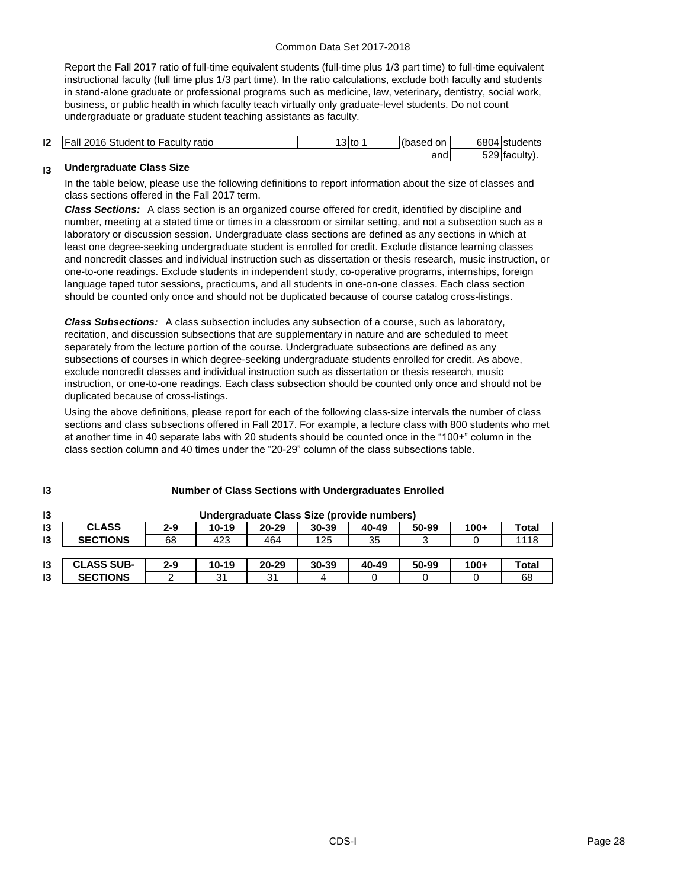Report the Fall 2017 ratio of full-time equivalent students (full-time plus 1/3 part time) to full-time equivalent instructional faculty (full time plus 1/3 part time). In the ratio calculations, exclude both faculty and students in stand-alone graduate or professional programs such as medicine, law, veterinary, dentistry, social work, business, or public health in which faculty teach virtually only graduate-level students. Do not count undergraduate or graduate student teaching assistants as faculty.

| | | | | | |
|---|---|---|---|---|---|
| I2 | Fall 2016 Student to Faculty ratio | 13 to 1 | (based on | 6804 | students |
| | | | and | 529 | faculty). |

**I3 Undergraduate Class Size**

In the table below, please use the following definitions to report information about the size of classes and class sections offered in the Fall 2017 term.

***Class Sections:*** A class section is an organized course offered for credit, identified by discipline and number, meeting at a stated time or times in a classroom or similar setting, and not a subsection such as a laboratory or discussion session. Undergraduate class sections are defined as any sections in which at least one degree-seeking undergraduate student is enrolled for credit. Exclude distance learning classes and noncredit classes and individual instruction such as dissertation or thesis research, music instruction, or one-to-one readings. Exclude students in independent study, co-operative programs, internships, foreign language taped tutor sessions, practicums, and all students in one-on-one classes. Each class section should be counted only once and should not be duplicated because of course catalog cross-listings.

***Class Subsections:*** A class subsection includes any subsection of a course, such as laboratory, recitation, and discussion subsections that are supplementary in nature and are scheduled to meet separately from the lecture portion of the course. Undergraduate subsections are defined as any subsections of courses in which degree-seeking undergraduate students enrolled for credit. As above, exclude noncredit classes and individual instruction such as dissertation or thesis research, music instruction, or one-to-one readings. Each class subsection should be counted only once and should not be duplicated because of cross-listings.

Using the above definitions, please report for each of the following class-size intervals the number of class sections and class subsections offered in Fall 2017. For example, a lecture class with 800 students who met at another time in 40 separate labs with 20 students should be counted once in the "100+" column in the class section column and 40 times under the "20-29" column of the class subsections table.

**I3 Number of Class Sections with Undergraduates Enrolled**

**Undergraduate Class Size (provide numbers)**

| CLASS SECTIONS | 2-9 | 10-19 | 20-29 | 30-39 | 40-49 | 50-99 | 100+ | Total |
|---|---|---|---|---|---|---|---|---|
| | 68 | 423 | 464 | 125 | 35 | 3 | 0 | 1118 |

| CLASS SUB-SECTIONS | 2-9 | 10-19 | 20-29 | 30-39 | 40-49 | 50-99 | 100+ | Total |
|---|---|---|---|---|---|---|---|---|
| | 2 | 31 | 31 | 4 | 0 | 0 | 0 | 68 |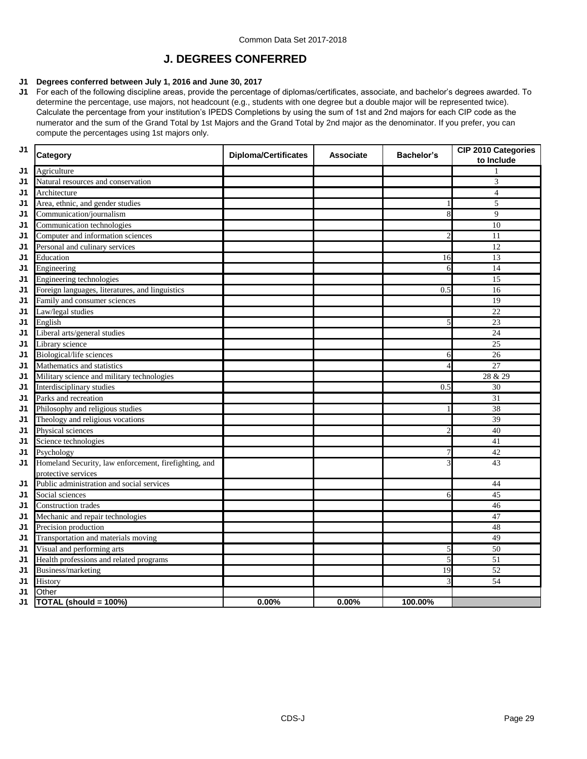# J. DEGREES CONFERRED

**J1 Degrees conferred between July 1, 2016 and June 30, 2017**

J1 For each of the following discipline areas, provide the percentage of diplomas/certificates, associate, and bachelor's degrees awarded. To determine the percentage, use majors, not headcount (e.g., students with one degree but a double major will be represented twice). Calculate the percentage from your institution's IPEDS Completions by using the sum of 1st and 2nd majors for each CIP code as the numerator and the sum of the Grand Total by 1st Majors and the Grand Total by 2nd major as the denominator. If you prefer, you can compute the percentages using 1st majors only.

| | Category | Diploma/Certificates | Associate | Bachelor's | CIP 2010 Categories to Include |
|---|---|---|---|---|---|
| J1 | Agriculture | | | | 1 |
| J1 | Natural resources and conservation | | | | 3 |
| J1 | Architecture | | | | 4 |
| J1 | Area, ethnic, and gender studies | | | 1 | 5 |
| J1 | Communication/journalism | | | 8 | 9 |
| J1 | Communication technologies | | | | 10 |
| J1 | Computer and information sciences | | | 2 | 11 |
| J1 | Personal and culinary services | | | | 12 |
| J1 | Education | | | 16 | 13 |
| J1 | Engineering | | | 6 | 14 |
| J1 | Engineering technologies | | | | 15 |
| J1 | Foreign languages, literatures, and linguistics | | | 0.5 | 16 |
| J1 | Family and consumer sciences | | | | 19 |
| J1 | Law/legal studies | | | | 22 |
| J1 | English | | | 5 | 23 |
| J1 | Liberal arts/general studies | | | | 24 |
| J1 | Library science | | | | 25 |
| J1 | Biological/life sciences | | | 6 | 26 |
| J1 | Mathematics and statistics | | | 4 | 27 |
| J1 | Military science and military technologies | | | | 28 & 29 |
| J1 | Interdisciplinary studies | | | 0.5 | 30 |
| J1 | Parks and recreation | | | | 31 |
| J1 | Philosophy and religious studies | | | 1 | 38 |
| J1 | Theology and religious vocations | | | | 39 |
| J1 | Physical sciences | | | 2 | 40 |
| J1 | Science technologies | | | | 41 |
| J1 | Psychology | | | 7 | 42 |
| J1 | Homeland Security, law enforcement, firefighting, and protective services | | | 3 | 43 |
| J1 | Public administration and social services | | | | 44 |
| J1 | Social sciences | | | 6 | 45 |
| J1 | Construction trades | | | | 46 |
| J1 | Mechanic and repair technologies | | | | 47 |
| J1 | Precision production | | | | 48 |
| J1 | Transportation and materials moving | | | | 49 |
| J1 | Visual and performing arts | | | 5 | 50 |
| J1 | Health professions and related programs | | | 5 | 51 |
| J1 | Business/marketing | | | 19 | 52 |
| J1 | History | | | 3 | 54 |
| J1 | Other | | | | |
| J1 | **TOTAL (should = 100%)** | **0.00%** | **0.00%** | **100.00%** | |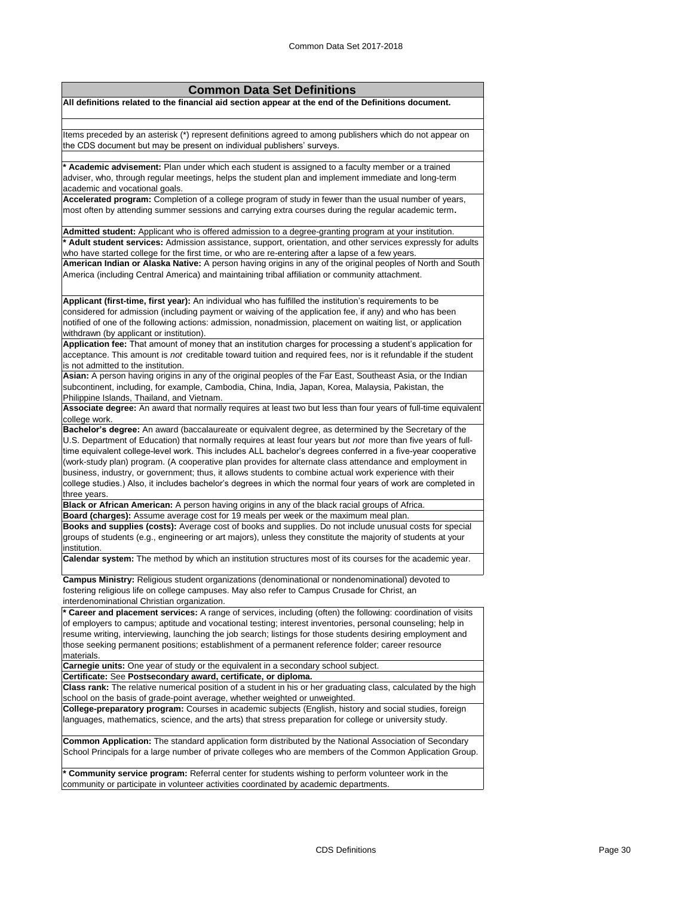## Common Data Set Definitions

**All definitions related to the financial aid section appear at the end of the Definitions document.**

Items preceded by an asterisk (*) represent definitions agreed to among publishers which do not appear on the CDS document but may be present on individual publishers' surveys.

**\* Academic advisement:** Plan under which each student is assigned to a faculty member or a trained adviser, who, through regular meetings, helps the student plan and implement immediate and long-term academic and vocational goals.

**Accelerated program:** Completion of a college program of study in fewer than the usual number of years, most often by attending summer sessions and carrying extra courses during the regular academic term.

**Admitted student:** Applicant who is offered admission to a degree-granting program at your institution.

**\* Adult student services:** Admission assistance, support, orientation, and other services expressly for adults who have started college for the first time, or who are re-entering after a lapse of a few years.

**American Indian or Alaska Native:** A person having origins in any of the original peoples of North and South America (including Central America) and maintaining tribal affiliation or community attachment.

**Applicant (first-time, first year):** An individual who has fulfilled the institution's requirements to be considered for admission (including payment or waiving of the application fee, if any) and who has been notified of one of the following actions: admission, nonadmission, placement on waiting list, or application withdrawn (by applicant or institution).

**Application fee:** That amount of money that an institution charges for processing a student's application for acceptance. This amount is *not* creditable toward tuition and required fees, nor is it refundable if the student is not admitted to the institution.

**Asian:** A person having origins in any of the original peoples of the Far East, Southeast Asia, or the Indian subcontinent, including, for example, Cambodia, China, India, Japan, Korea, Malaysia, Pakistan, the Philippine Islands, Thailand, and Vietnam.

**Associate degree:** An award that normally requires at least two but less than four years of full-time equivalent college work.

**Bachelor's degree:** An award (baccalaureate or equivalent degree, as determined by the Secretary of the U.S. Department of Education) that normally requires at least four years but *not* more than five years of full-time equivalent college-level work. This includes ALL bachelor's degrees conferred in a five-year cooperative (work-study plan) program. (A cooperative plan provides for alternate class attendance and employment in business, industry, or government; thus, it allows students to combine actual work experience with their college studies.) Also, it includes bachelor's degrees in which the normal four years of work are completed in three years.

**Black or African American:** A person having origins in any of the black racial groups of Africa.

**Board (charges):** Assume average cost for 19 meals per week or the maximum meal plan.

**Books and supplies (costs):** Average cost of books and supplies. Do not include unusual costs for special groups of students (e.g., engineering or art majors), unless they constitute the majority of students at your institution.

**Calendar system:** The method by which an institution structures most of its courses for the academic year.

**Campus Ministry:** Religious student organizations (denominational or nondenominational) devoted to fostering religious life on college campuses. May also refer to Campus Crusade for Christ, an interdenominational Christian organization.

**\* Career and placement services:** A range of services, including (often) the following: coordination of visits of employers to campus; aptitude and vocational testing; interest inventories, personal counseling; help in resume writing, interviewing, launching the job search; listings for those students desiring employment and those seeking permanent positions; establishment of a permanent reference folder; career resource materials.

**Carnegie units:** One year of study or the equivalent in a secondary school subject.

**Certificate:** See **Postsecondary award, certificate, or diploma.**

**Class rank:** The relative numerical position of a student in his or her graduating class, calculated by the high school on the basis of grade-point average, whether weighted or unweighted.

**College-preparatory program:** Courses in academic subjects (English, history and social studies, foreign languages, mathematics, science, and the arts) that stress preparation for college or university study.

**Common Application:** The standard application form distributed by the National Association of Secondary School Principals for a large number of private colleges who are members of the Common Application Group.

**\* Community service program:** Referral center for students wishing to perform volunteer work in the community or participate in volunteer activities coordinated by academic departments.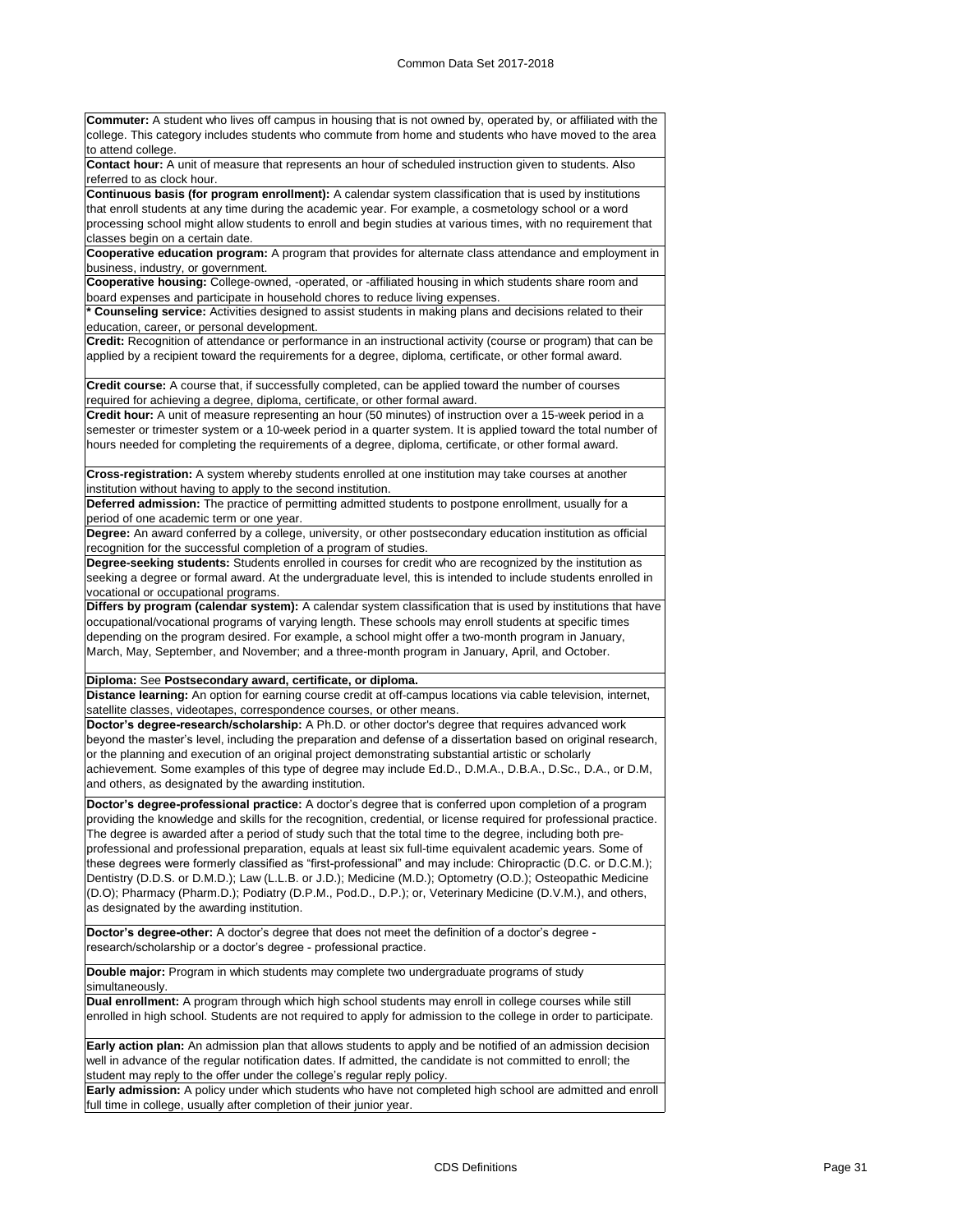**Commuter:** A student who lives off campus in housing that is not owned by, operated by, or affiliated with the college. This category includes students who commute from home and students who have moved to the area to attend college.

**Contact hour:** A unit of measure that represents an hour of scheduled instruction given to students. Also referred to as clock hour.

**Continuous basis (for program enrollment):** A calendar system classification that is used by institutions that enroll students at any time during the academic year. For example, a cosmetology school or a word processing school might allow students to enroll and begin studies at various times, with no requirement that classes begin on a certain date.

**Cooperative education program:** A program that provides for alternate class attendance and employment in business, industry, or government.

**Cooperative housing:** College-owned, -operated, or -affiliated housing in which students share room and board expenses and participate in household chores to reduce living expenses.

**\* Counseling service:** Activities designed to assist students in making plans and decisions related to their education, career, or personal development.

**Credit:** Recognition of attendance or performance in an instructional activity (course or program) that can be applied by a recipient toward the requirements for a degree, diploma, certificate, or other formal award.

**Credit course:** A course that, if successfully completed, can be applied toward the number of courses required for achieving a degree, diploma, certificate, or other formal award.

**Credit hour:** A unit of measure representing an hour (50 minutes) of instruction over a 15-week period in a semester or trimester system or a 10-week period in a quarter system. It is applied toward the total number of hours needed for completing the requirements of a degree, diploma, certificate, or other formal award.

**Cross-registration:** A system whereby students enrolled at one institution may take courses at another institution without having to apply to the second institution.

**Deferred admission:** The practice of permitting admitted students to postpone enrollment, usually for a period of one academic term or one year.

**Degree:** An award conferred by a college, university, or other postsecondary education institution as official recognition for the successful completion of a program of studies.

**Degree-seeking students:** Students enrolled in courses for credit who are recognized by the institution as seeking a degree or formal award. At the undergraduate level, this is intended to include students enrolled in vocational or occupational programs.

**Differs by program (calendar system):** A calendar system classification that is used by institutions that have occupational/vocational programs of varying length. These schools may enroll students at specific times depending on the program desired. For example, a school might offer a two-month program in January, March, May, September, and November; and a three-month program in January, April, and October.

**Diploma:** See **Postsecondary award, certificate, or diploma.**

**Distance learning:** An option for earning course credit at off-campus locations via cable television, internet, satellite classes, videotapes, correspondence courses, or other means.

**Doctor's degree-research/scholarship:** A Ph.D. or other doctor's degree that requires advanced work beyond the master's level, including the preparation and defense of a dissertation based on original research, or the planning and execution of an original project demonstrating substantial artistic or scholarly achievement. Some examples of this type of degree may include Ed.D., D.M.A., D.B.A., D.Sc., D.A., or D.M, and others, as designated by the awarding institution.

**Doctor's degree-professional practice:** A doctor's degree that is conferred upon completion of a program providing the knowledge and skills for the recognition, credential, or license required for professional practice. The degree is awarded after a period of study such that the total time to the degree, including both pre-professional and professional preparation, equals at least six full-time equivalent academic years. Some of these degrees were formerly classified as "first-professional" and may include: Chiropractic (D.C. or D.C.M.); Dentistry (D.D.S. or D.M.D.); Law (L.L.B. or J.D.); Medicine (M.D.); Optometry (O.D.); Osteopathic Medicine (D.O); Pharmacy (Pharm.D.); Podiatry (D.P.M., Pod.D., D.P.); or, Veterinary Medicine (D.V.M.), and others, as designated by the awarding institution.

**Doctor's degree-other:** A doctor's degree that does not meet the definition of a doctor's degree - research/scholarship or a doctor's degree - professional practice.

**Double major:** Program in which students may complete two undergraduate programs of study simultaneously.

**Dual enrollment:** A program through which high school students may enroll in college courses while still enrolled in high school. Students are not required to apply for admission to the college in order to participate.

**Early action plan:** An admission plan that allows students to apply and be notified of an admission decision well in advance of the regular notification dates. If admitted, the candidate is not committed to enroll; the student may reply to the offer under the college's regular reply policy.

**Early admission:** A policy under which students who have not completed high school are admitted and enroll full time in college, usually after completion of their junior year.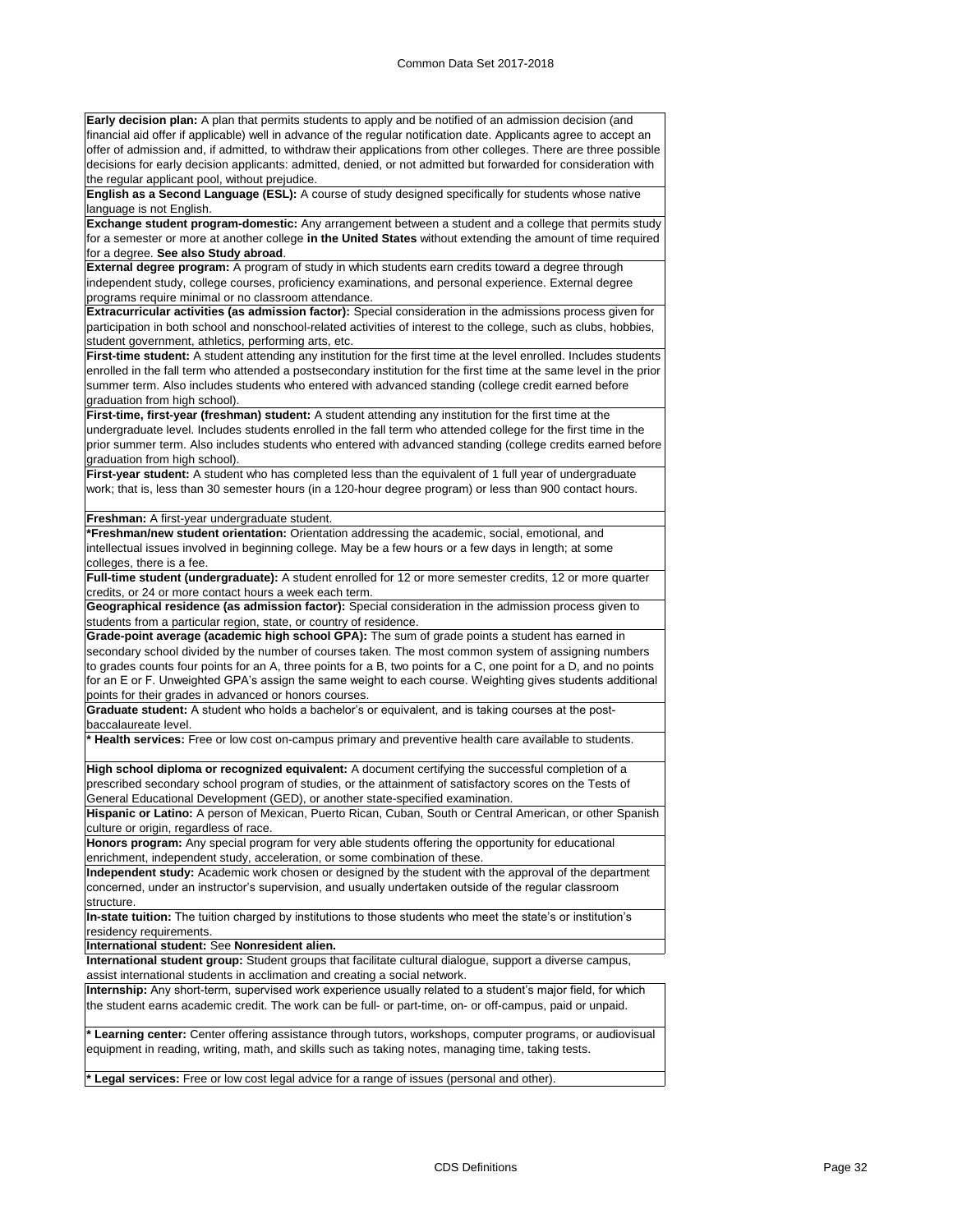**Early decision plan:** A plan that permits students to apply and be notified of an admission decision (and financial aid offer if applicable) well in advance of the regular notification date. Applicants agree to accept an offer of admission and, if admitted, to withdraw their applications from other colleges. There are three possible decisions for early decision applicants: admitted, denied, or not admitted but forwarded for consideration with the regular applicant pool, without prejudice.

**English as a Second Language (ESL):** A course of study designed specifically for students whose native language is not English.

**Exchange student program-domestic:** Any arrangement between a student and a college that permits study for a semester or more at another college **in the United States** without extending the amount of time required for a degree. **See also Study abroad**.

**External degree program:** A program of study in which students earn credits toward a degree through independent study, college courses, proficiency examinations, and personal experience. External degree programs require minimal or no classroom attendance.

**Extracurricular activities (as admission factor):** Special consideration in the admissions process given for participation in both school and nonschool-related activities of interest to the college, such as clubs, hobbies, student government, athletics, performing arts, etc.

**First-time student:** A student attending any institution for the first time at the level enrolled. Includes students enrolled in the fall term who attended a postsecondary institution for the first time at the same level in the prior summer term. Also includes students who entered with advanced standing (college credit earned before graduation from high school).

**First-time, first-year (freshman) student:** A student attending any institution for the first time at the undergraduate level. Includes students enrolled in the fall term who attended college for the first time in the prior summer term. Also includes students who entered with advanced standing (college credits earned before graduation from high school).

**First-year student:** A student who has completed less than the equivalent of 1 full year of undergraduate work; that is, less than 30 semester hours (in a 120-hour degree program) or less than 900 contact hours.

**Freshman:** A first-year undergraduate student.

**\*Freshman/new student orientation:** Orientation addressing the academic, social, emotional, and intellectual issues involved in beginning college. May be a few hours or a few days in length; at some colleges, there is a fee.

**Full-time student (undergraduate):** A student enrolled for 12 or more semester credits, 12 or more quarter credits, or 24 or more contact hours a week each term.

**Geographical residence (as admission factor):** Special consideration in the admission process given to students from a particular region, state, or country of residence.

**Grade-point average (academic high school GPA):** The sum of grade points a student has earned in secondary school divided by the number of courses taken. The most common system of assigning numbers to grades counts four points for an A, three points for a B, two points for a C, one point for a D, and no points for an E or F. Unweighted GPA's assign the same weight to each course. Weighting gives students additional points for their grades in advanced or honors courses.

**Graduate student:** A student who holds a bachelor's or equivalent, and is taking courses at the post-baccalaureate level.

**\* Health services:** Free or low cost on-campus primary and preventive health care available to students.

**High school diploma or recognized equivalent:** A document certifying the successful completion of a prescribed secondary school program of studies, or the attainment of satisfactory scores on the Tests of General Educational Development (GED), or another state-specified examination.

**Hispanic or Latino:** A person of Mexican, Puerto Rican, Cuban, South or Central American, or other Spanish culture or origin, regardless of race.

**Honors program:** Any special program for very able students offering the opportunity for educational enrichment, independent study, acceleration, or some combination of these.

**Independent study:** Academic work chosen or designed by the student with the approval of the department concerned, under an instructor's supervision, and usually undertaken outside of the regular classroom structure.

**In-state tuition:** The tuition charged by institutions to those students who meet the state's or institution's residency requirements.

**International student:** See **Nonresident alien.**

**International student group:** Student groups that facilitate cultural dialogue, support a diverse campus, assist international students in acclimation and creating a social network.

**Internship:** Any short-term, supervised work experience usually related to a student's major field, for which the student earns academic credit. The work can be full- or part-time, on- or off-campus, paid or unpaid.

**\* Learning center:** Center offering assistance through tutors, workshops, computer programs, or audiovisual equipment in reading, writing, math, and skills such as taking notes, managing time, taking tests.

**\* Legal services:** Free or low cost legal advice for a range of issues (personal and other).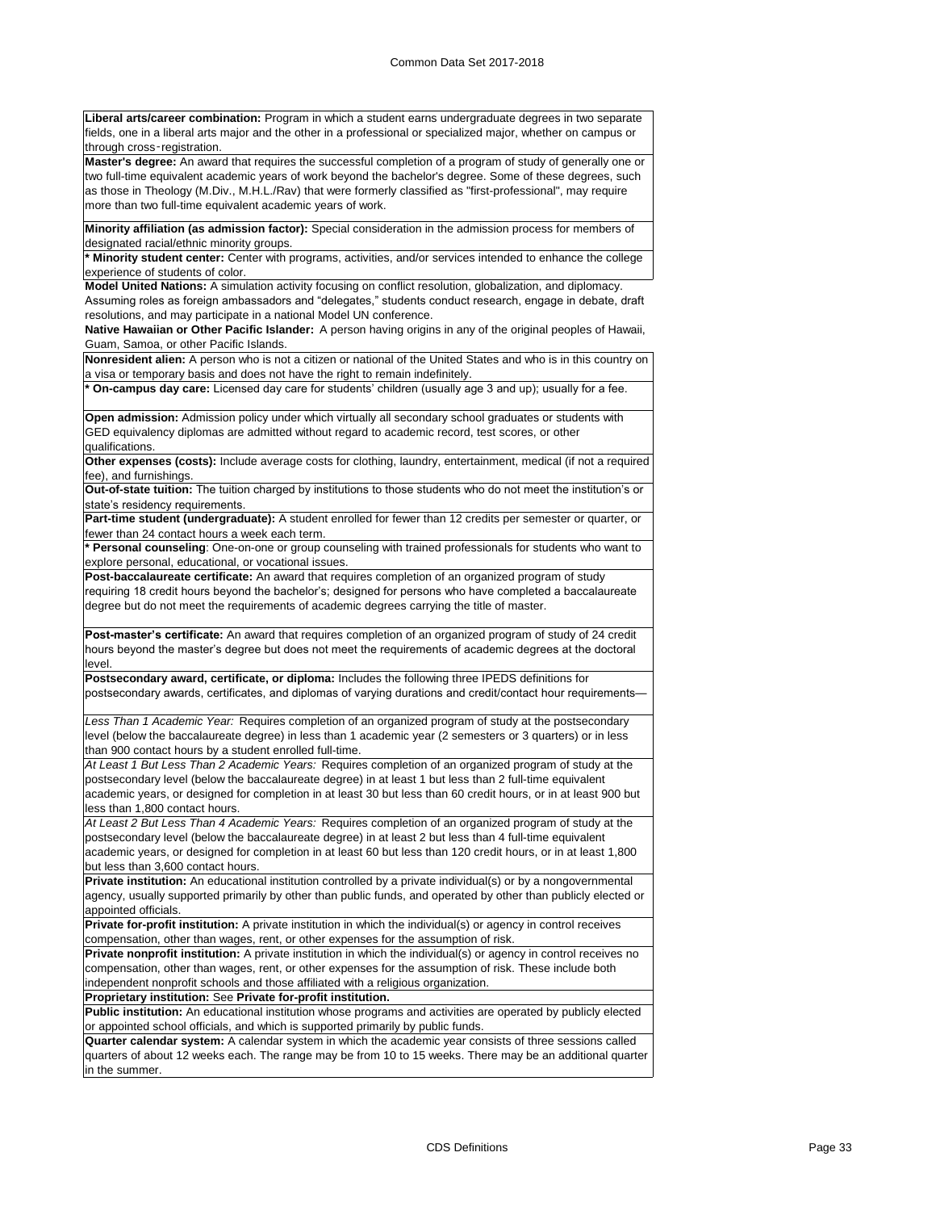**Liberal arts/career combination:** Program in which a student earns undergraduate degrees in two separate fields, one in a liberal arts major and the other in a professional or specialized major, whether on campus or through cross‑registration.

**Master's degree:** An award that requires the successful completion of a program of study of generally one or two full-time equivalent academic years of work beyond the bachelor's degree. Some of these degrees, such as those in Theology (M.Div., M.H.L./Rav) that were formerly classified as "first-professional", may require more than two full-time equivalent academic years of work.

**Minority affiliation (as admission factor):** Special consideration in the admission process for members of designated racial/ethnic minority groups.

* **Minority student center:** Center with programs, activities, and/or services intended to enhance the college experience of students of color.

**Model United Nations:** A simulation activity focusing on conflict resolution, globalization, and diplomacy. Assuming roles as foreign ambassadors and "delegates," students conduct research, engage in debate, draft resolutions, and may participate in a national Model UN conference.

**Native Hawaiian or Other Pacific Islander:** A person having origins in any of the original peoples of Hawaii, Guam, Samoa, or other Pacific Islands.

**Nonresident alien:** A person who is not a citizen or national of the United States and who is in this country on a visa or temporary basis and does not have the right to remain indefinitely.

* **On-campus day care:** Licensed day care for students' children (usually age 3 and up); usually for a fee.

**Open admission:** Admission policy under which virtually all secondary school graduates or students with GED equivalency diplomas are admitted without regard to academic record, test scores, or other qualifications.

**Other expenses (costs):** Include average costs for clothing, laundry, entertainment, medical (if not a required fee), and furnishings.

**Out-of-state tuition:** The tuition charged by institutions to those students who do not meet the institution's or state's residency requirements.

**Part-time student (undergraduate):** A student enrolled for fewer than 12 credits per semester or quarter, or fewer than 24 contact hours a week each term.

* **Personal counseling**: One-on-one or group counseling with trained professionals for students who want to explore personal, educational, or vocational issues.

**Post-baccalaureate certificate:** An award that requires completion of an organized program of study requiring 18 credit hours beyond the bachelor's; designed for persons who have completed a baccalaureate degree but do not meet the requirements of academic degrees carrying the title of master.

**Post-master's certificate:** An award that requires completion of an organized program of study of 24 credit hours beyond the master's degree but does not meet the requirements of academic degrees at the doctoral level.

**Postsecondary award, certificate, or diploma:** Includes the following three IPEDS definitions for postsecondary awards, certificates, and diplomas of varying durations and credit/contact hour requirements—

*Less Than 1 Academic Year:* Requires completion of an organized program of study at the postsecondary level (below the baccalaureate degree) in less than 1 academic year (2 semesters or 3 quarters) or in less than 900 contact hours by a student enrolled full-time.

*At Least 1 But Less Than 2 Academic Years:* Requires completion of an organized program of study at the postsecondary level (below the baccalaureate degree) in at least 1 but less than 2 full-time equivalent academic years, or designed for completion in at least 30 but less than 60 credit hours, or in at least 900 but less than 1,800 contact hours.

*At Least 2 But Less Than 4 Academic Years:* Requires completion of an organized program of study at the postsecondary level (below the baccalaureate degree) in at least 2 but less than 4 full-time equivalent academic years, or designed for completion in at least 60 but less than 120 credit hours, or in at least 1,800 but less than 3,600 contact hours.

**Private institution:** An educational institution controlled by a private individual(s) or by a nongovernmental agency, usually supported primarily by other than public funds, and operated by other than publicly elected or appointed officials.

**Private for-profit institution:** A private institution in which the individual(s) or agency in control receives compensation, other than wages, rent, or other expenses for the assumption of risk.

**Private nonprofit institution:** A private institution in which the individual(s) or agency in control receives no compensation, other than wages, rent, or other expenses for the assumption of risk. These include both independent nonprofit schools and those affiliated with a religious organization.

**Proprietary institution:** See **Private for-profit institution.**

**Public institution:** An educational institution whose programs and activities are operated by publicly elected or appointed school officials, and which is supported primarily by public funds.

**Quarter calendar system:** A calendar system in which the academic year consists of three sessions called quarters of about 12 weeks each. The range may be from 10 to 15 weeks. There may be an additional quarter in the summer.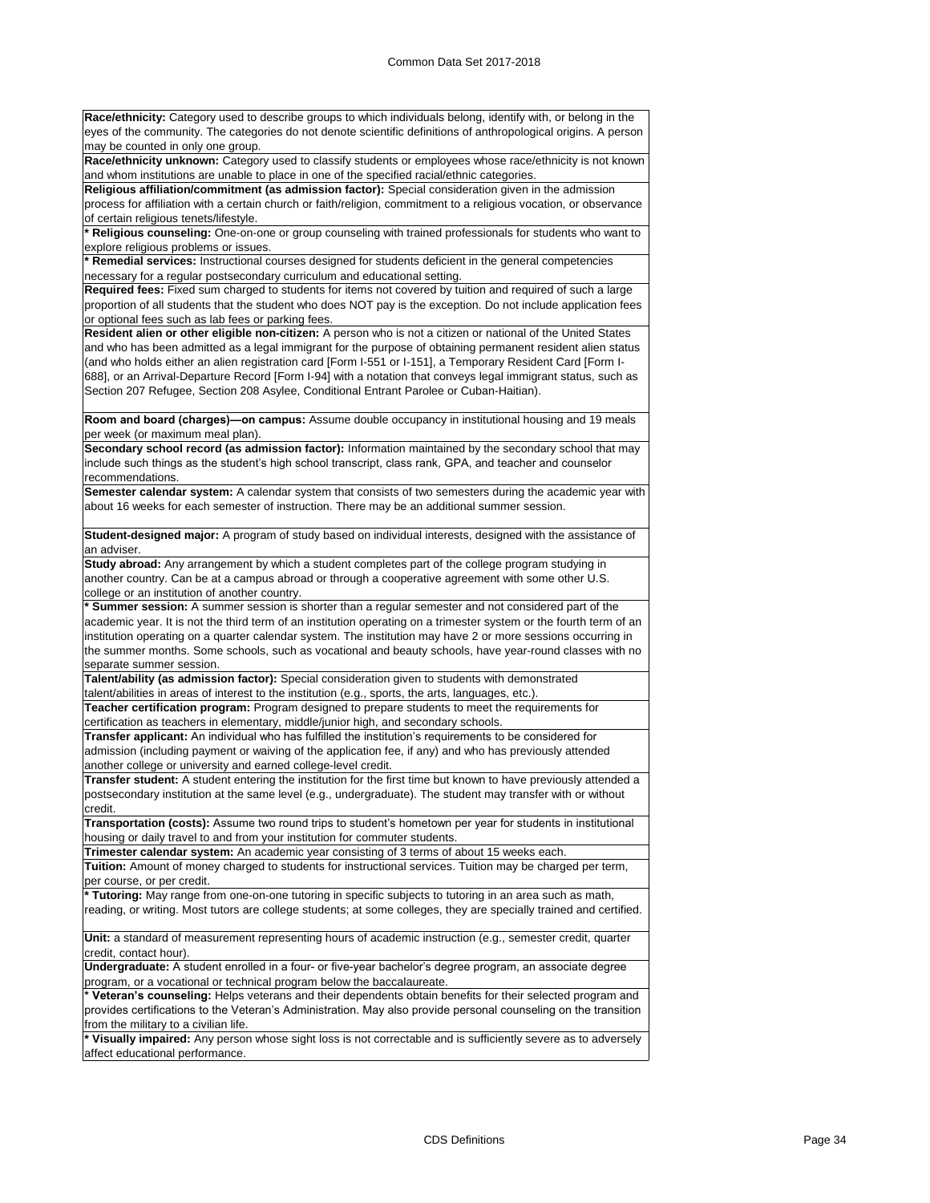**Race/ethnicity:** Category used to describe groups to which individuals belong, identify with, or belong in the eyes of the community. The categories do not denote scientific definitions of anthropological origins. A person may be counted in only one group.

**Race/ethnicity unknown:** Category used to classify students or employees whose race/ethnicity is not known and whom institutions are unable to place in one of the specified racial/ethnic categories.

**Religious affiliation/commitment (as admission factor):** Special consideration given in the admission process for affiliation with a certain church or faith/religion, commitment to a religious vocation, or observance of certain religious tenets/lifestyle.

**\* Religious counseling:** One-on-one or group counseling with trained professionals for students who want to explore religious problems or issues.

**\* Remedial services:** Instructional courses designed for students deficient in the general competencies necessary for a regular postsecondary curriculum and educational setting.

**Required fees:** Fixed sum charged to students for items not covered by tuition and required of such a large proportion of all students that the student who does NOT pay is the exception. Do not include application fees or optional fees such as lab fees or parking fees.

**Resident alien or other eligible non-citizen:** A person who is not a citizen or national of the United States and who has been admitted as a legal immigrant for the purpose of obtaining permanent resident alien status (and who holds either an alien registration card [Form I-551 or I-151], a Temporary Resident Card [Form I-688], or an Arrival-Departure Record [Form I-94] with a notation that conveys legal immigrant status, such as Section 207 Refugee, Section 208 Asylee, Conditional Entrant Parolee or Cuban-Haitian).

**Room and board (charges)—on campus:** Assume double occupancy in institutional housing and 19 meals per week (or maximum meal plan).

**Secondary school record (as admission factor):** Information maintained by the secondary school that may include such things as the student's high school transcript, class rank, GPA, and teacher and counselor recommendations.

**Semester calendar system:** A calendar system that consists of two semesters during the academic year with about 16 weeks for each semester of instruction. There may be an additional summer session.

**Student-designed major:** A program of study based on individual interests, designed with the assistance of an adviser.

**Study abroad:** Any arrangement by which a student completes part of the college program studying in another country. Can be at a campus abroad or through a cooperative agreement with some other U.S. college or an institution of another country.

**\* Summer session:** A summer session is shorter than a regular semester and not considered part of the academic year. It is not the third term of an institution operating on a trimester system or the fourth term of an institution operating on a quarter calendar system. The institution may have 2 or more sessions occurring in the summer months. Some schools, such as vocational and beauty schools, have year-round classes with no separate summer session.

**Talent/ability (as admission factor):** Special consideration given to students with demonstrated talent/abilities in areas of interest to the institution (e.g., sports, the arts, languages, etc.).

**Teacher certification program:** Program designed to prepare students to meet the requirements for certification as teachers in elementary, middle/junior high, and secondary schools.

**Transfer applicant:** An individual who has fulfilled the institution's requirements to be considered for admission (including payment or waiving of the application fee, if any) and who has previously attended another college or university and earned college-level credit.

**Transfer student:** A student entering the institution for the first time but known to have previously attended a postsecondary institution at the same level (e.g., undergraduate). The student may transfer with or without credit.

**Transportation (costs):** Assume two round trips to student's hometown per year for students in institutional housing or daily travel to and from your institution for commuter students.

**Trimester calendar system:** An academic year consisting of 3 terms of about 15 weeks each.

**Tuition:** Amount of money charged to students for instructional services. Tuition may be charged per term, per course, or per credit.

**\* Tutoring:** May range from one-on-one tutoring in specific subjects to tutoring in an area such as math, reading, or writing. Most tutors are college students; at some colleges, they are specially trained and certified.

**Unit:** a standard of measurement representing hours of academic instruction (e.g., semester credit, quarter credit, contact hour).

**Undergraduate:** A student enrolled in a four- or five-year bachelor's degree program, an associate degree program, or a vocational or technical program below the baccalaureate.

**\* Veteran's counseling:** Helps veterans and their dependents obtain benefits for their selected program and provides certifications to the Veteran's Administration. May also provide personal counseling on the transition from the military to a civilian life.

**\* Visually impaired:** Any person whose sight loss is not correctable and is sufficiently severe as to adversely affect educational performance.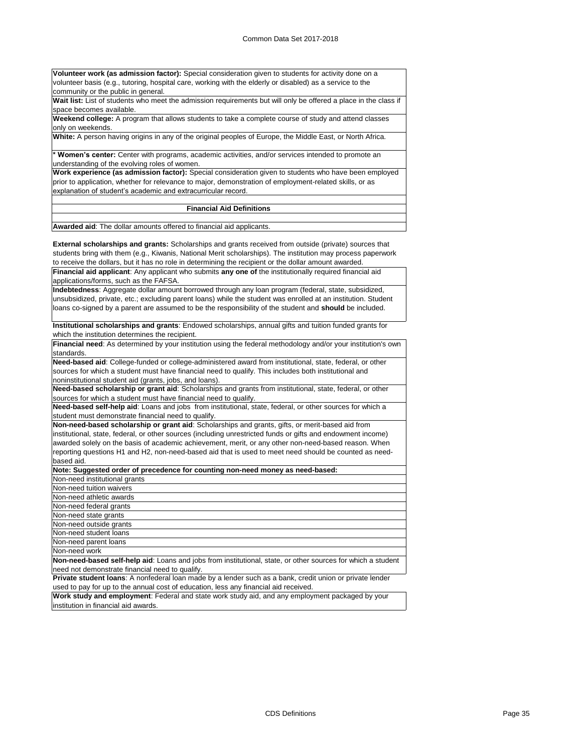**Volunteer work (as admission factor):** Special consideration given to students for activity done on a volunteer basis (e.g., tutoring, hospital care, working with the elderly or disabled) as a service to the community or the public in general.

**Wait list:** List of students who meet the admission requirements but will only be offered a place in the class if space becomes available.

**Weekend college:** A program that allows students to take a complete course of study and attend classes only on weekends.

**White:** A person having origins in any of the original peoples of Europe, the Middle East, or North Africa.

* **Women's center:** Center with programs, academic activities, and/or services intended to promote an understanding of the evolving roles of women.

**Work experience (as admission factor):** Special consideration given to students who have been employed prior to application, whether for relevance to major, demonstration of employment-related skills, or as explanation of student's academic and extracurricular record.

## Financial Aid Definitions

**Awarded aid**: The dollar amounts offered to financial aid applicants.

**External scholarships and grants:** Scholarships and grants received from outside (private) sources that students bring with them (e.g., Kiwanis, National Merit scholarships). The institution may process paperwork to receive the dollars, but it has no role in determining the recipient or the dollar amount awarded.

**Financial aid applicant**: Any applicant who submits **any one of** the institutionally required financial aid applications/forms, such as the FAFSA.

**Indebtedness**: Aggregate dollar amount borrowed through any loan program (federal, state, subsidized, unsubsidized, private, etc.; excluding parent loans) while the student was enrolled at an institution. Student loans co-signed by a parent are assumed to be the responsibility of the student and **should** be included.

**Institutional scholarships and grants**: Endowed scholarships, annual gifts and tuition funded grants for which the institution determines the recipient.

**Financial need**: As determined by your institution using the federal methodology and/or your institution's own standards.

**Need-based aid**: College-funded or college-administered award from institutional, state, federal, or other sources for which a student must have financial need to qualify. This includes both institutional and noninstitutional student aid (grants, jobs, and loans).

**Need-based scholarship or grant aid**: Scholarships and grants from institutional, state, federal, or other sources for which a student must have financial need to qualify.

**Need-based self-help aid**: Loans and jobs from institutional, state, federal, or other sources for which a student must demonstrate financial need to qualify.

**Non-need-based scholarship or grant aid**: Scholarships and grants, gifts, or merit-based aid from institutional, state, federal, or other sources (including unrestricted funds or gifts and endowment income) awarded solely on the basis of academic achievement, merit, or any other non-need-based reason. When reporting questions H1 and H2, non-need-based aid that is used to meet need should be counted as need-based aid.

**Note: Suggested order of precedence for counting non-need money as need-based:**

Non-need institutional grants
Non-need tuition waivers
Non-need athletic awards
Non-need federal grants
Non-need state grants
Non-need outside grants
Non-need student loans
Non-need parent loans
Non-need work

**Non-need-based self-help aid**: Loans and jobs from institutional, state, or other sources for which a student need not demonstrate financial need to qualify.

**Private student loans**: A nonfederal loan made by a lender such as a bank, credit union or private lender used to pay for up to the annual cost of education, less any financial aid received.

**Work study and employment**: Federal and state work study aid, and any employment packaged by your institution in financial aid awards.